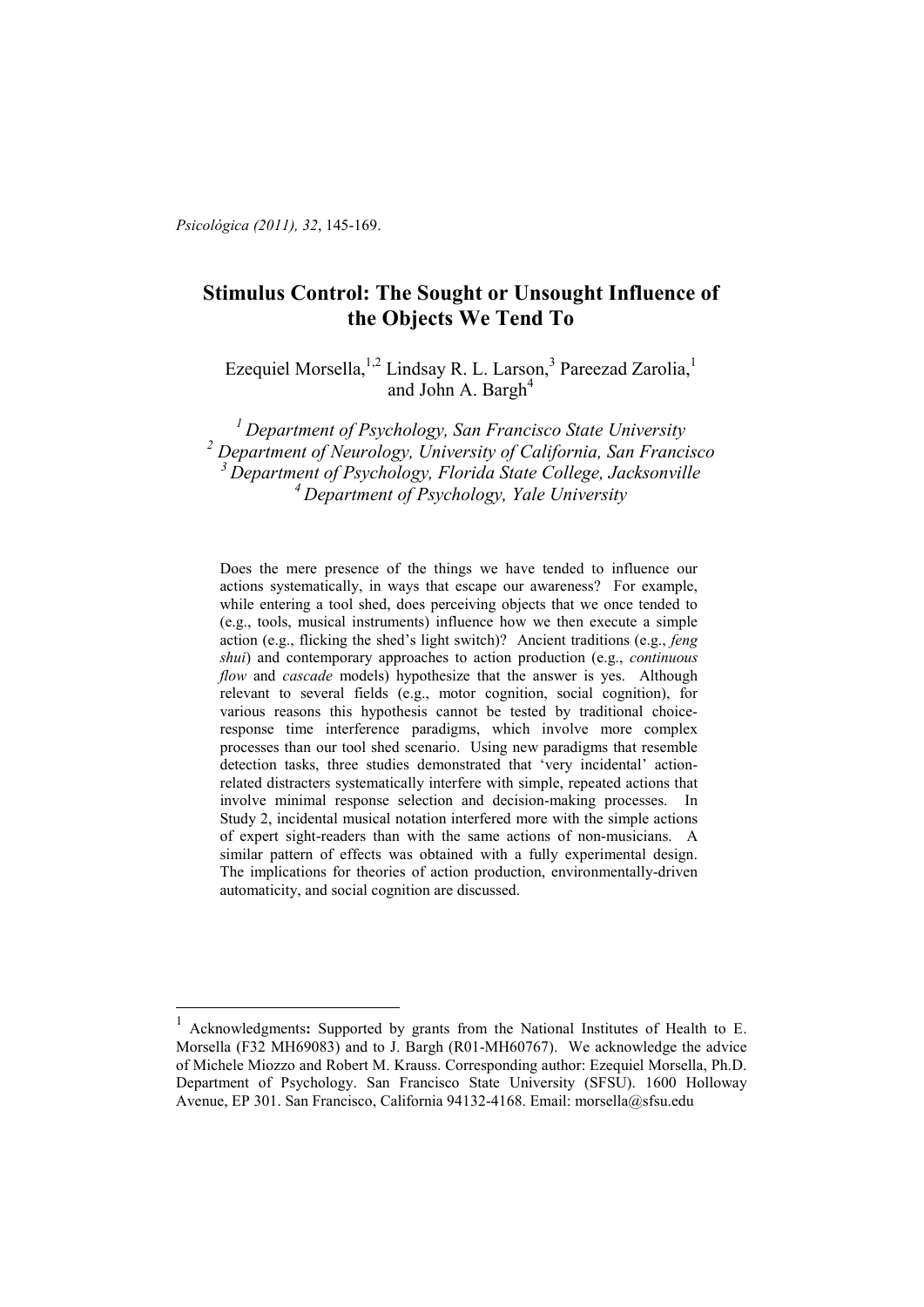*Psicológica (2011), 32*, 145-169.

# Stimulus Control: The Sought or Unsought Influence of the Objects We Tend To

Ezequiel Morsella,[1,2] Lindsay R. L. Larson,[3] Pareezad Zarolia,[1] and John A. Bargh[4]

*[1] Department of Psychology, San Francisco State University*
*[2] Department of Neurology, University of California, San Francisco*
*[3] Department of Psychology, Florida State College, Jacksonville*
*[4] Department of Psychology, Yale University*

Does the mere presence of the things we have tended to influence our actions systematically, in ways that escape our awareness? For example, while entering a tool shed, does perceiving objects that we once tended to (e.g., tools, musical instruments) influence how we then execute a simple action (e.g., flicking the shed's light switch)? Ancient traditions (e.g., *feng shui*) and contemporary approaches to action production (e.g., *continuous flow* and *cascade* models) hypothesize that the answer is yes. Although relevant to several fields (e.g., motor cognition, social cognition), for various reasons this hypothesis cannot be tested by traditional choice-response time interference paradigms, which involve more complex processes than our tool shed scenario. Using new paradigms that resemble detection tasks, three studies demonstrated that 'very incidental' action-related distracters systematically interfere with simple, repeated actions that involve minimal response selection and decision-making processes. In Study 2, incidental musical notation interfered more with the simple actions of expert sight-readers than with the same actions of non-musicians. A similar pattern of effects was obtained with a fully experimental design. The implications for theories of action production, environmentally-driven automaticity, and social cognition are discussed.

---

[1] Acknowledgments**:** Supported by grants from the National Institutes of Health to E. Morsella (F32 MH69083) and to J. Bargh (R01-MH60767). We acknowledge the advice of Michele Miozzo and Robert M. Krauss. Corresponding author: Ezequiel Morsella, Ph.D. Department of Psychology. San Francisco State University (SFSU). 1600 Holloway Avenue, EP 301. San Francisco, California 94132-4168. Email: morsella@sfsu.edu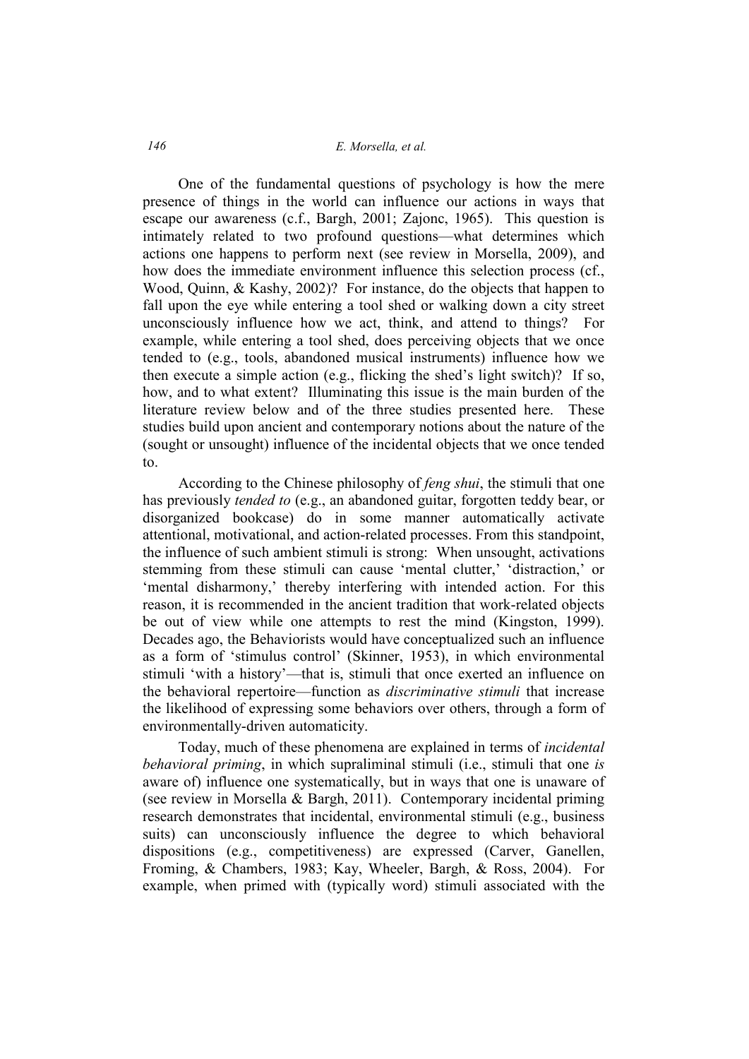One of the fundamental questions of psychology is how the mere presence of things in the world can influence our actions in ways that escape our awareness (c.f., Bargh, 2001; Zajonc, 1965). This question is intimately related to two profound questions—what determines which actions one happens to perform next (see review in Morsella, 2009), and how does the immediate environment influence this selection process (cf., Wood, Quinn, & Kashy, 2002)? For instance, do the objects that happen to fall upon the eye while entering a tool shed or walking down a city street unconsciously influence how we act, think, and attend to things? For example, while entering a tool shed, does perceiving objects that we once tended to (e.g., tools, abandoned musical instruments) influence how we then execute a simple action (e.g., flicking the shed's light switch)? If so, how, and to what extent? Illuminating this issue is the main burden of the literature review below and of the three studies presented here. These studies build upon ancient and contemporary notions about the nature of the (sought or unsought) influence of the incidental objects that we once tended to.

According to the Chinese philosophy of *feng shui*, the stimuli that one has previously *tended to* (e.g., an abandoned guitar, forgotten teddy bear, or disorganized bookcase) do in some manner automatically activate attentional, motivational, and action-related processes. From this standpoint, the influence of such ambient stimuli is strong: When unsought, activations stemming from these stimuli can cause 'mental clutter,' 'distraction,' or 'mental disharmony,' thereby interfering with intended action. For this reason, it is recommended in the ancient tradition that work-related objects be out of view while one attempts to rest the mind (Kingston, 1999). Decades ago, the Behaviorists would have conceptualized such an influence as a form of 'stimulus control' (Skinner, 1953), in which environmental stimuli 'with a history'—that is, stimuli that once exerted an influence on the behavioral repertoire—function as *discriminative stimuli* that increase the likelihood of expressing some behaviors over others, through a form of environmentally-driven automaticity.

Today, much of these phenomena are explained in terms of *incidental behavioral priming*, in which supraliminal stimuli (i.e., stimuli that one *is* aware of) influence one systematically, but in ways that one is unaware of (see review in Morsella & Bargh, 2011). Contemporary incidental priming research demonstrates that incidental, environmental stimuli (e.g., business suits) can unconsciously influence the degree to which behavioral dispositions (e.g., competitiveness) are expressed (Carver, Ganellen, Froming, & Chambers, 1983; Kay, Wheeler, Bargh, & Ross, 2004). For example, when primed with (typically word) stimuli associated with the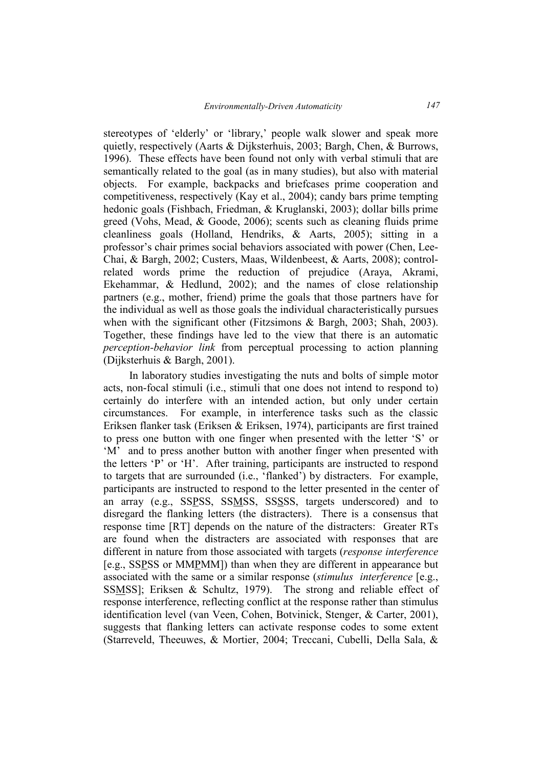stereotypes of 'elderly' or 'library,' people walk slower and speak more quietly, respectively (Aarts & Dijksterhuis, 2003; Bargh, Chen, & Burrows, 1996). These effects have been found not only with verbal stimuli that are semantically related to the goal (as in many studies), but also with material objects. For example, backpacks and briefcases prime cooperation and competitiveness, respectively (Kay et al., 2004); candy bars prime tempting hedonic goals (Fishbach, Friedman, & Kruglanski, 2003); dollar bills prime greed (Vohs, Mead, & Goode, 2006); scents such as cleaning fluids prime cleanliness goals (Holland, Hendriks, & Aarts, 2005); sitting in a professor's chair primes social behaviors associated with power (Chen, Lee-Chai, & Bargh, 2002; Custers, Maas, Wildenbeest, & Aarts, 2008); control-related words prime the reduction of prejudice (Araya, Akrami, Ekehammar, & Hedlund, 2002); and the names of close relationship partners (e.g., mother, friend) prime the goals that those partners have for the individual as well as those goals the individual characteristically pursues when with the significant other (Fitzsimons & Bargh, 2003; Shah, 2003). Together, these findings have led to the view that there is an automatic *perception-behavior link* from perceptual processing to action planning (Dijksterhuis & Bargh, 2001).

In laboratory studies investigating the nuts and bolts of simple motor acts, non-focal stimuli (i.e., stimuli that one does not intend to respond to) certainly do interfere with an intended action, but only under certain circumstances. For example, in interference tasks such as the classic Eriksen flanker task (Eriksen & Eriksen, 1974), participants are first trained to press one button with one finger when presented with the letter 'S' or 'M' and to press another button with another finger when presented with the letters 'P' or 'H'. After training, participants are instructed to respond to targets that are surrounded (i.e., 'flanked') by distracters. For example, participants are instructed to respond to the letter presented in the center of an array (e.g., SS<u>P</u>SS, SS<u>M</u>SS, SS<u>S</u>SS, targets underscored) and to disregard the flanking letters (the distracters). There is a consensus that response time [RT] depends on the nature of the distracters: Greater RTs are found when the distracters are associated with responses that are different in nature from those associated with targets (*response interference* [e.g., SS<u>P</u>SS or MM<u>P</u>MM]) than when they are different in appearance but associated with the same or a similar response (*stimulus interference* [e.g., SS<u>M</u>SS]; Eriksen & Schultz, 1979). The strong and reliable effect of response interference, reflecting conflict at the response rather than stimulus identification level (van Veen, Cohen, Botvinick, Stenger, & Carter, 2001), suggests that flanking letters can activate response codes to some extent (Starreveld, Theeuwes, & Mortier, 2004; Treccani, Cubelli, Della Sala, &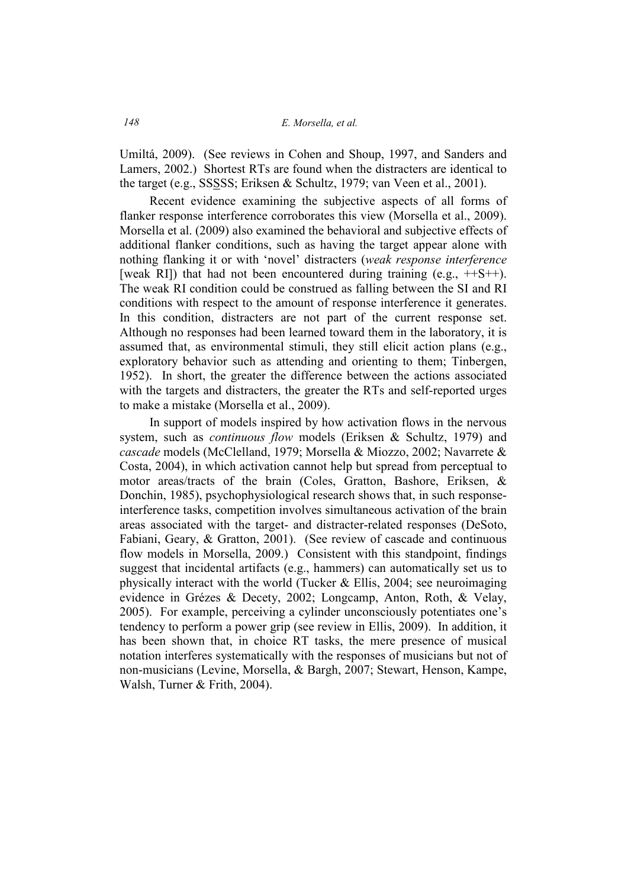Umiltá, 2009). (See reviews in Cohen and Shoup, 1997, and Sanders and Lamers, 2002.) Shortest RTs are found when the distracters are identical to the target (e.g., SSSSS; Eriksen & Schultz, 1979; van Veen et al., 2001).

Recent evidence examining the subjective aspects of all forms of flanker response interference corroborates this view (Morsella et al., 2009). Morsella et al. (2009) also examined the behavioral and subjective effects of additional flanker conditions, such as having the target appear alone with nothing flanking it or with 'novel' distracters (*weak response interference* [weak RI]) that had not been encountered during training (e.g., ++S++). The weak RI condition could be construed as falling between the SI and RI conditions with respect to the amount of response interference it generates. In this condition, distracters are not part of the current response set. Although no responses had been learned toward them in the laboratory, it is assumed that, as environmental stimuli, they still elicit action plans (e.g., exploratory behavior such as attending and orienting to them; Tinbergen, 1952). In short, the greater the difference between the actions associated with the targets and distracters, the greater the RTs and self-reported urges to make a mistake (Morsella et al., 2009).

In support of models inspired by how activation flows in the nervous system, such as *continuous flow* models (Eriksen & Schultz, 1979) and *cascade* models (McClelland, 1979; Morsella & Miozzo, 2002; Navarrete & Costa, 2004), in which activation cannot help but spread from perceptual to motor areas/tracts of the brain (Coles, Gratton, Bashore, Eriksen, & Donchin, 1985), psychophysiological research shows that, in such response-interference tasks, competition involves simultaneous activation of the brain areas associated with the target- and distracter-related responses (DeSoto, Fabiani, Geary, & Gratton, 2001). (See review of cascade and continuous flow models in Morsella, 2009.) Consistent with this standpoint, findings suggest that incidental artifacts (e.g., hammers) can automatically set us to physically interact with the world (Tucker & Ellis, 2004; see neuroimaging evidence in Grézes & Decety, 2002; Longcamp, Anton, Roth, & Velay, 2005). For example, perceiving a cylinder unconsciously potentiates one's tendency to perform a power grip (see review in Ellis, 2009). In addition, it has been shown that, in choice RT tasks, the mere presence of musical notation interferes systematically with the responses of musicians but not of non-musicians (Levine, Morsella, & Bargh, 2007; Stewart, Henson, Kampe, Walsh, Turner & Frith, 2004).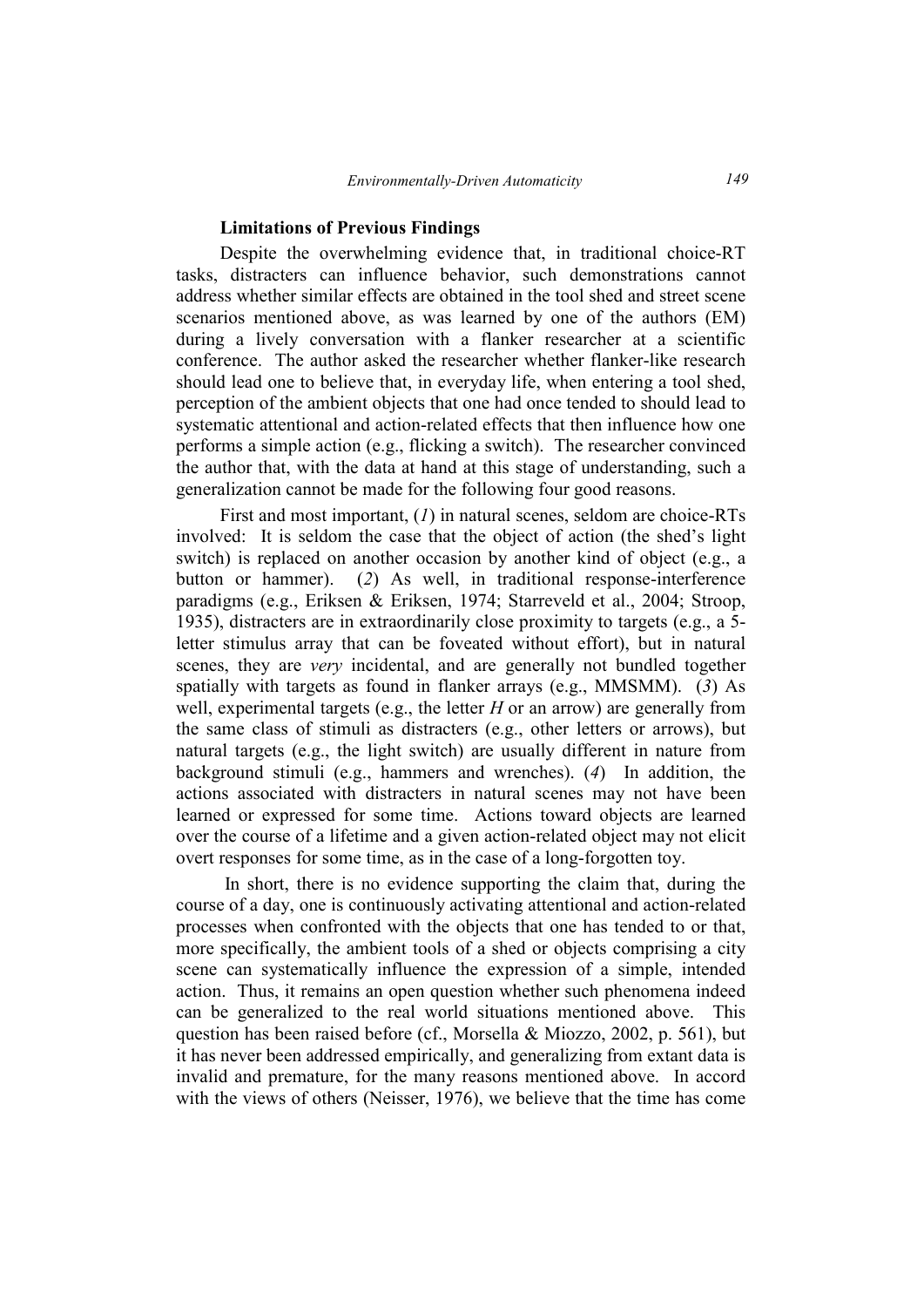### Limitations of Previous Findings

Despite the overwhelming evidence that, in traditional choice-RT tasks, distracters can influence behavior, such demonstrations cannot address whether similar effects are obtained in the tool shed and street scene scenarios mentioned above, as was learned by one of the authors (EM) during a lively conversation with a flanker researcher at a scientific conference. The author asked the researcher whether flanker-like research should lead one to believe that, in everyday life, when entering a tool shed, perception of the ambient objects that one had once tended to should lead to systematic attentional and action-related effects that then influence how one performs a simple action (e.g., flicking a switch). The researcher convinced the author that, with the data at hand at this stage of understanding, such a generalization cannot be made for the following four good reasons.

First and most important, (*1*) in natural scenes, seldom are choice-RTs involved: It is seldom the case that the object of action (the shed's light switch) is replaced on another occasion by another kind of object (e.g., a button or hammer). (*2*) As well, in traditional response-interference paradigms (e.g., Eriksen & Eriksen, 1974; Starreveld et al., 2004; Stroop, 1935), distracters are in extraordinarily close proximity to targets (e.g., a 5-letter stimulus array that can be foveated without effort), but in natural scenes, they are *very* incidental, and are generally not bundled together spatially with targets as found in flanker arrays (e.g., MMSMM). (*3*) As well, experimental targets (e.g., the letter *H* or an arrow) are generally from the same class of stimuli as distracters (e.g., other letters or arrows), but natural targets (e.g., the light switch) are usually different in nature from background stimuli (e.g., hammers and wrenches). (*4*) In addition, the actions associated with distracters in natural scenes may not have been learned or expressed for some time. Actions toward objects are learned over the course of a lifetime and a given action-related object may not elicit overt responses for some time, as in the case of a long-forgotten toy.

In short, there is no evidence supporting the claim that, during the course of a day, one is continuously activating attentional and action-related processes when confronted with the objects that one has tended to or that, more specifically, the ambient tools of a shed or objects comprising a city scene can systematically influence the expression of a simple, intended action. Thus, it remains an open question whether such phenomena indeed can be generalized to the real world situations mentioned above. This question has been raised before (cf., Morsella & Miozzo, 2002, p. 561), but it has never been addressed empirically, and generalizing from extant data is invalid and premature, for the many reasons mentioned above. In accord with the views of others (Neisser, 1976), we believe that the time has come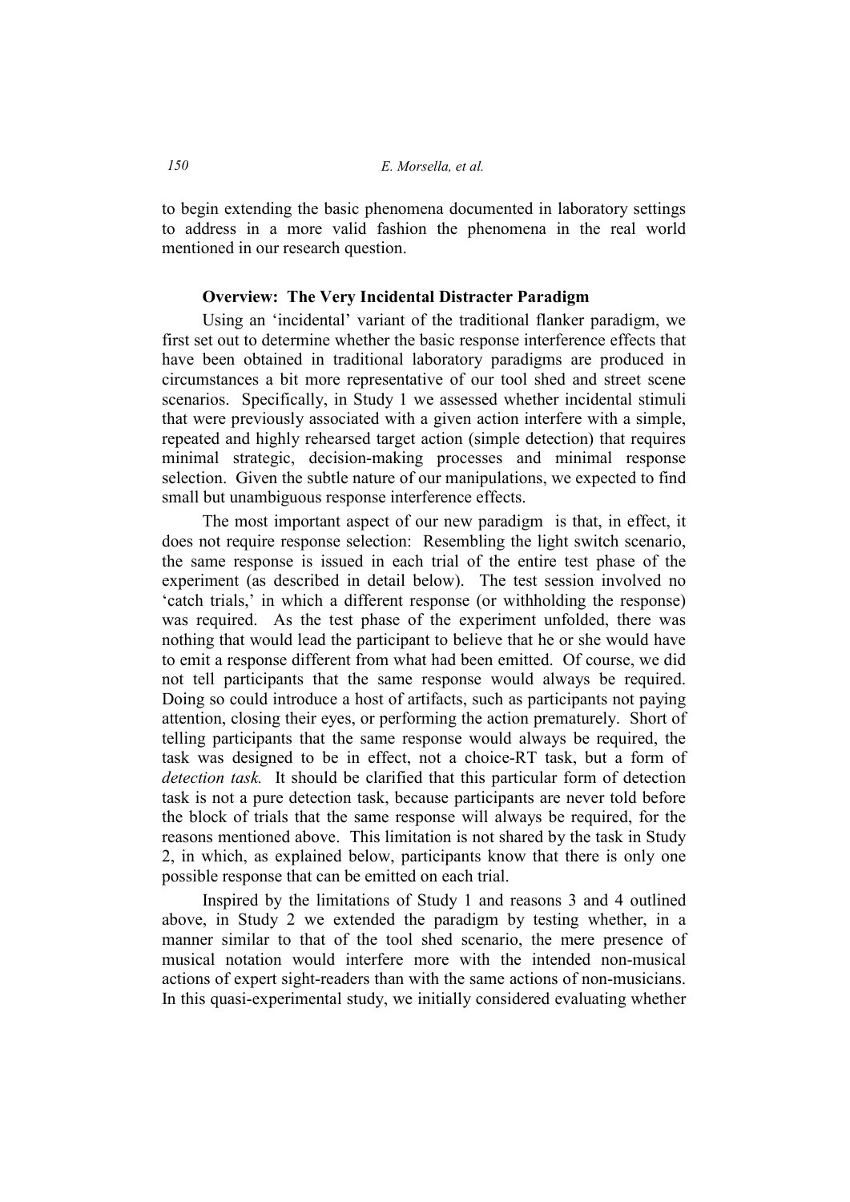to begin extending the basic phenomena documented in laboratory settings to address in a more valid fashion the phenomena in the real world mentioned in our research question.

### Overview: The Very Incidental Distracter Paradigm

Using an 'incidental' variant of the traditional flanker paradigm, we first set out to determine whether the basic response interference effects that have been obtained in traditional laboratory paradigms are produced in circumstances a bit more representative of our tool shed and street scene scenarios. Specifically, in Study 1 we assessed whether incidental stimuli that were previously associated with a given action interfere with a simple, repeated and highly rehearsed target action (simple detection) that requires minimal strategic, decision-making processes and minimal response selection. Given the subtle nature of our manipulations, we expected to find small but unambiguous response interference effects.

The most important aspect of our new paradigm is that, in effect, it does not require response selection: Resembling the light switch scenario, the same response is issued in each trial of the entire test phase of the experiment (as described in detail below). The test session involved no 'catch trials,' in which a different response (or withholding the response) was required. As the test phase of the experiment unfolded, there was nothing that would lead the participant to believe that he or she would have to emit a response different from what had been emitted. Of course, we did not tell participants that the same response would always be required. Doing so could introduce a host of artifacts, such as participants not paying attention, closing their eyes, or performing the action prematurely. Short of telling participants that the same response would always be required, the task was designed to be in effect, not a choice-RT task, but a form of *detection task.* It should be clarified that this particular form of detection task is not a pure detection task, because participants are never told before the block of trials that the same response will always be required, for the reasons mentioned above. This limitation is not shared by the task in Study 2, in which, as explained below, participants know that there is only one possible response that can be emitted on each trial.

Inspired by the limitations of Study 1 and reasons 3 and 4 outlined above, in Study 2 we extended the paradigm by testing whether, in a manner similar to that of the tool shed scenario, the mere presence of musical notation would interfere more with the intended non-musical actions of expert sight-readers than with the same actions of non-musicians. In this quasi-experimental study, we initially considered evaluating whether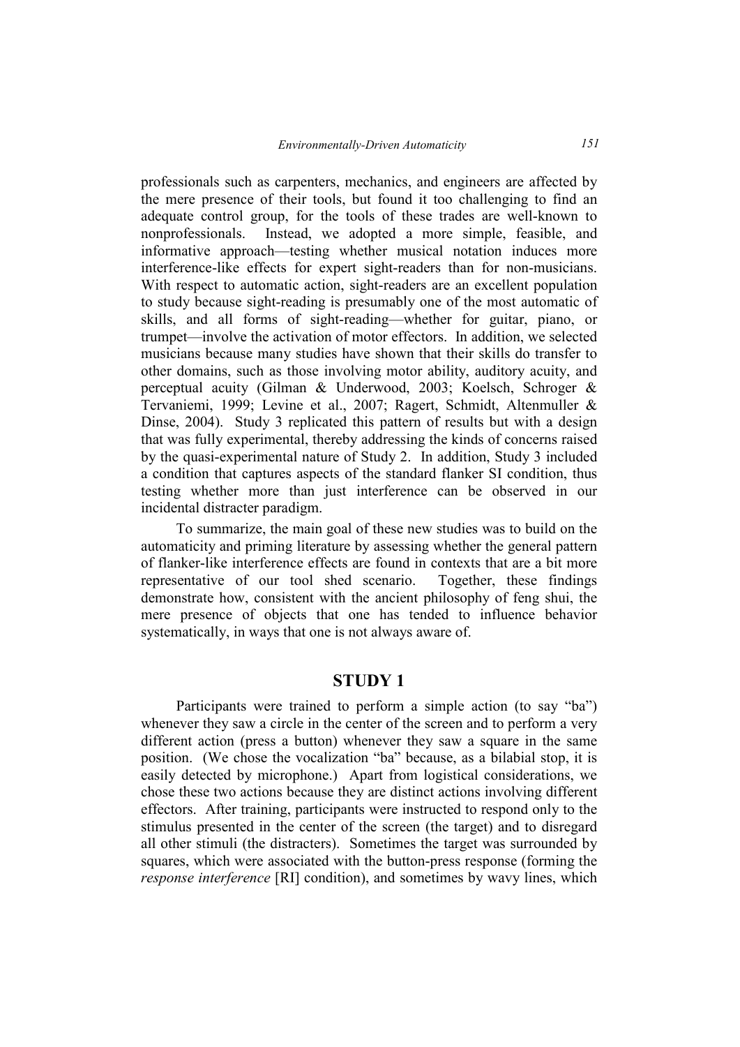professionals such as carpenters, mechanics, and engineers are affected by the mere presence of their tools, but found it too challenging to find an adequate control group, for the tools of these trades are well-known to nonprofessionals. Instead, we adopted a more simple, feasible, and informative approach—testing whether musical notation induces more interference-like effects for expert sight-readers than for non-musicians. With respect to automatic action, sight-readers are an excellent population to study because sight-reading is presumably one of the most automatic of skills, and all forms of sight-reading—whether for guitar, piano, or trumpet—involve the activation of motor effectors. In addition, we selected musicians because many studies have shown that their skills do transfer to other domains, such as those involving motor ability, auditory acuity, and perceptual acuity (Gilman & Underwood, 2003; Koelsch, Schroger & Tervaniemi, 1999; Levine et al., 2007; Ragert, Schmidt, Altenmuller & Dinse, 2004). Study 3 replicated this pattern of results but with a design that was fully experimental, thereby addressing the kinds of concerns raised by the quasi-experimental nature of Study 2. In addition, Study 3 included a condition that captures aspects of the standard flanker SI condition, thus testing whether more than just interference can be observed in our incidental distracter paradigm.

To summarize, the main goal of these new studies was to build on the automaticity and priming literature by assessing whether the general pattern of flanker-like interference effects are found in contexts that are a bit more representative of our tool shed scenario. Together, these findings demonstrate how, consistent with the ancient philosophy of feng shui, the mere presence of objects that one has tended to influence behavior systematically, in ways that one is not always aware of.

## STUDY 1

Participants were trained to perform a simple action (to say "ba") whenever they saw a circle in the center of the screen and to perform a very different action (press a button) whenever they saw a square in the same position. (We chose the vocalization "ba" because, as a bilabial stop, it is easily detected by microphone.) Apart from logistical considerations, we chose these two actions because they are distinct actions involving different effectors. After training, participants were instructed to respond only to the stimulus presented in the center of the screen (the target) and to disregard all other stimuli (the distracters). Sometimes the target was surrounded by squares, which were associated with the button-press response (forming the *response interference* [RI] condition), and sometimes by wavy lines, which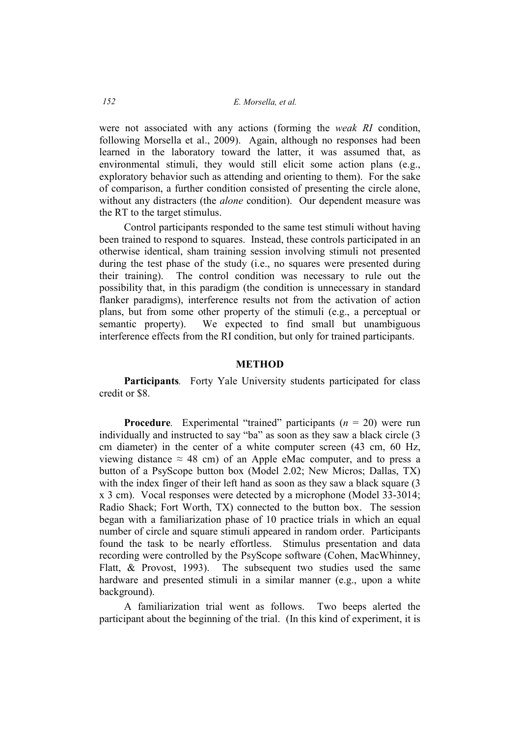were not associated with any actions (forming the *weak RI* condition, following Morsella et al., 2009). Again, although no responses had been learned in the laboratory toward the latter, it was assumed that, as environmental stimuli, they would still elicit some action plans (e.g., exploratory behavior such as attending and orienting to them). For the sake of comparison, a further condition consisted of presenting the circle alone, without any distracters (the *alone* condition). Our dependent measure was the RT to the target stimulus.

Control participants responded to the same test stimuli without having been trained to respond to squares. Instead, these controls participated in an otherwise identical, sham training session involving stimuli not presented during the test phase of the study (i.e., no squares were presented during their training). The control condition was necessary to rule out the possibility that, in this paradigm (the condition is unnecessary in standard flanker paradigms), interference results not from the activation of action plans, but from some other property of the stimuli (e.g., a perceptual or semantic property). We expected to find small but unambiguous interference effects from the RI condition, but only for trained participants.

## METHOD

**Participants***.* Forty Yale University students participated for class credit or \$8.

**Procedure***.* Experimental "trained" participants ($n$ = 20) were run individually and instructed to say "ba" as soon as they saw a black circle (3 cm diameter) in the center of a white computer screen (43 cm, 60 Hz, viewing distance ≈ 48 cm) of an Apple eMac computer, and to press a button of a PsyScope button box (Model 2.02; New Micros; Dallas, TX) with the index finger of their left hand as soon as they saw a black square (3 x 3 cm). Vocal responses were detected by a microphone (Model 33-3014; Radio Shack; Fort Worth, TX) connected to the button box. The session began with a familiarization phase of 10 practice trials in which an equal number of circle and square stimuli appeared in random order. Participants found the task to be nearly effortless. Stimulus presentation and data recording were controlled by the PsyScope software (Cohen, MacWhinney, Flatt, & Provost, 1993). The subsequent two studies used the same hardware and presented stimuli in a similar manner (e.g., upon a white background).

A familiarization trial went as follows. Two beeps alerted the participant about the beginning of the trial. (In this kind of experiment, it is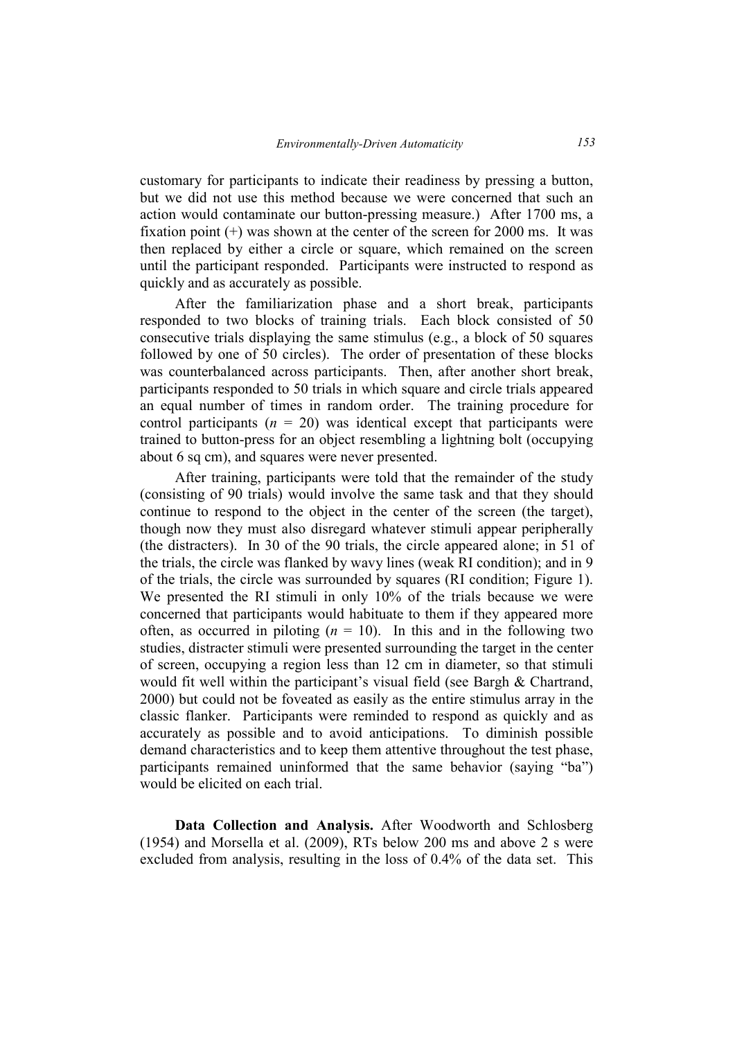customary for participants to indicate their readiness by pressing a button, but we did not use this method because we were concerned that such an action would contaminate our button-pressing measure.) After 1700 ms, a fixation point (+) was shown at the center of the screen for 2000 ms. It was then replaced by either a circle or square, which remained on the screen until the participant responded. Participants were instructed to respond as quickly and as accurately as possible.

After the familiarization phase and a short break, participants responded to two blocks of training trials. Each block consisted of 50 consecutive trials displaying the same stimulus (e.g., a block of 50 squares followed by one of 50 circles). The order of presentation of these blocks was counterbalanced across participants. Then, after another short break, participants responded to 50 trials in which square and circle trials appeared an equal number of times in random order. The training procedure for control participants ($n$ = 20) was identical except that participants were trained to button-press for an object resembling a lightning bolt (occupying about 6 sq cm), and squares were never presented.

After training, participants were told that the remainder of the study (consisting of 90 trials) would involve the same task and that they should continue to respond to the object in the center of the screen (the target), though now they must also disregard whatever stimuli appear peripherally (the distracters). In 30 of the 90 trials, the circle appeared alone; in 51 of the trials, the circle was flanked by wavy lines (weak RI condition); and in 9 of the trials, the circle was surrounded by squares (RI condition; Figure 1). We presented the RI stimuli in only 10% of the trials because we were concerned that participants would habituate to them if they appeared more often, as occurred in piloting ($n$ = 10). In this and in the following two studies, distracter stimuli were presented surrounding the target in the center of screen, occupying a region less than 12 cm in diameter, so that stimuli would fit well within the participant's visual field (see Bargh & Chartrand, 2000) but could not be foveated as easily as the entire stimulus array in the classic flanker. Participants were reminded to respond as quickly and as accurately as possible and to avoid anticipations. To diminish possible demand characteristics and to keep them attentive throughout the test phase, participants remained uninformed that the same behavior (saying "ba") would be elicited on each trial.

**Data Collection and Analysis.** After Woodworth and Schlosberg (1954) and Morsella et al. (2009), RTs below 200 ms and above 2 s were excluded from analysis, resulting in the loss of 0.4% of the data set. This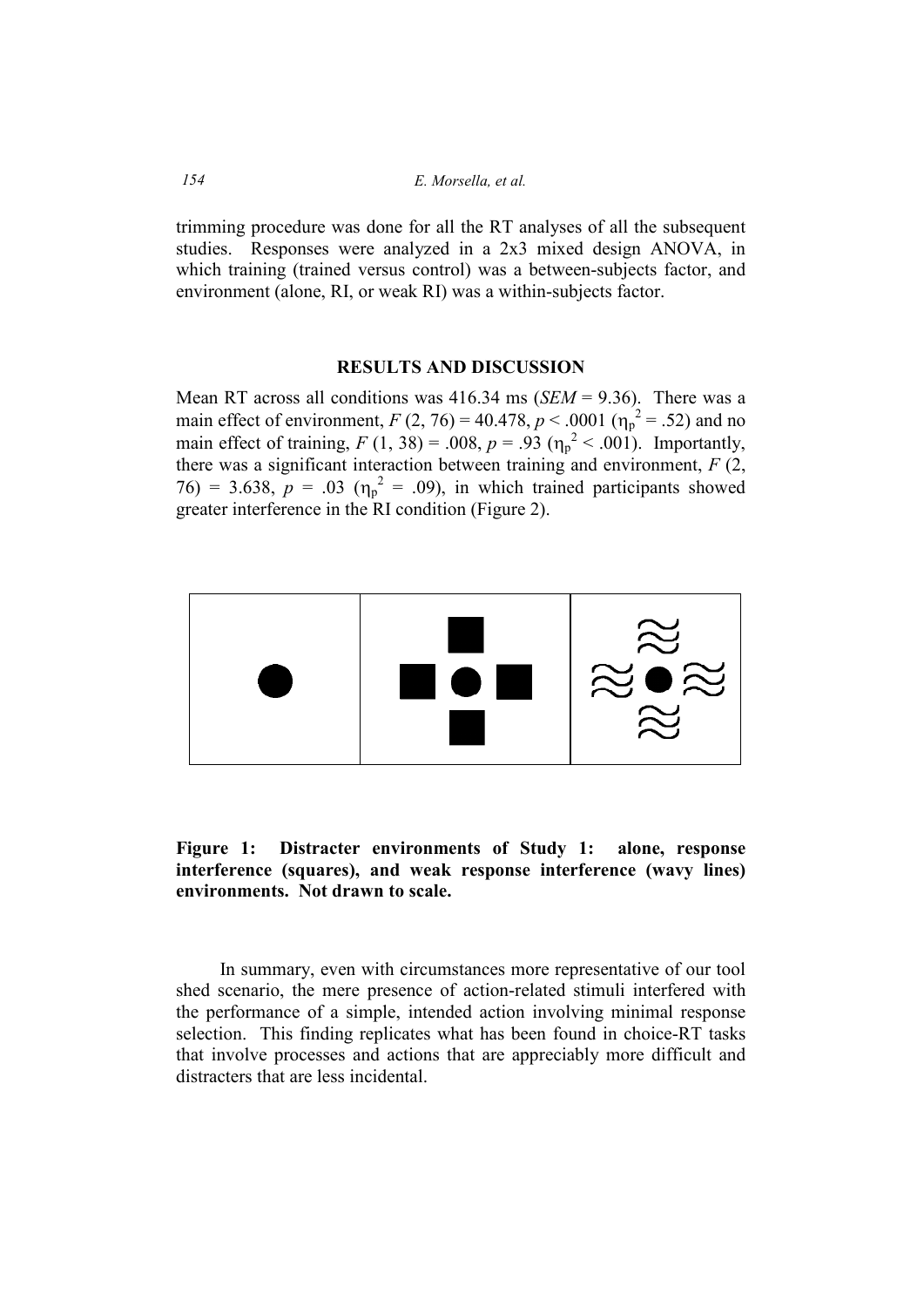trimming procedure was done for all the RT analyses of all the subsequent studies. Responses were analyzed in a 2x3 mixed design ANOVA, in which training (trained versus control) was a between-subjects factor, and environment (alone, RI, or weak RI) was a within-subjects factor.

## RESULTS AND DISCUSSION

Mean RT across all conditions was 416.34 ms (*SEM* = 9.36). There was a main effect of environment, $F(2, 76) = 40.478$, $p < .0001$ ($\eta_p^2 = .52$) and no main effect of training, $F(1, 38) = .008$, $p = .93$ ($\eta_p^2 < .001$). Importantly, there was a significant interaction between training and environment, $F(2, 76) = 3.638$, $p = .03$ ($\eta_p^2 = .09$), in which trained participants showed greater interference in the RI condition (Figure 2).

**Figure 1: Distracter environments of Study 1: alone, response interference (squares), and weak response interference (wavy lines) environments. Not drawn to scale.**

In summary, even with circumstances more representative of our tool shed scenario, the mere presence of action-related stimuli interfered with the performance of a simple, intended action involving minimal response selection. This finding replicates what has been found in choice-RT tasks that involve processes and actions that are appreciably more difficult and distracters that are less incidental.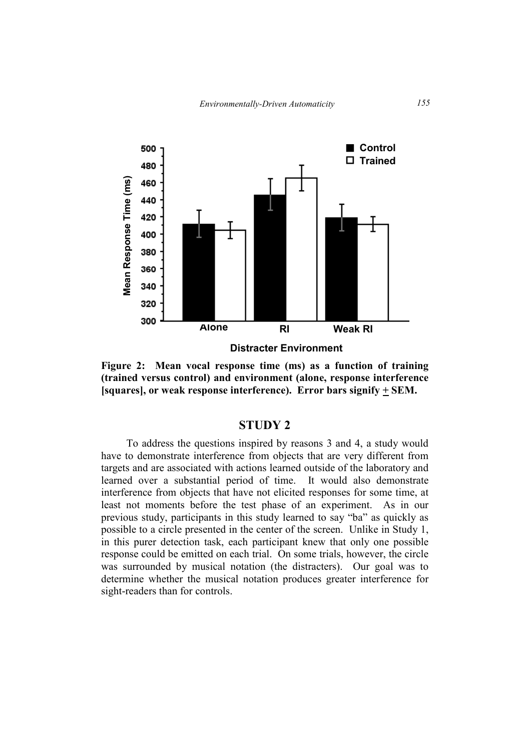**Figure 2: Mean vocal response time (ms) as a function of training (trained versus control) and environment (alone, response interference [squares], or weak response interference). Error bars signify + SEM.**

## STUDY 2

To address the questions inspired by reasons 3 and 4, a study would have to demonstrate interference from objects that are very different from targets and are associated with actions learned outside of the laboratory and learned over a substantial period of time. It would also demonstrate interference from objects that have not elicited responses for some time, at least not moments before the test phase of an experiment. As in our previous study, participants in this study learned to say "ba" as quickly as possible to a circle presented in the center of the screen. Unlike in Study 1, in this purer detection task, each participant knew that only one possible response could be emitted on each trial. On some trials, however, the circle was surrounded by musical notation (the distracters). Our goal was to determine whether the musical notation produces greater interference for sight-readers than for controls.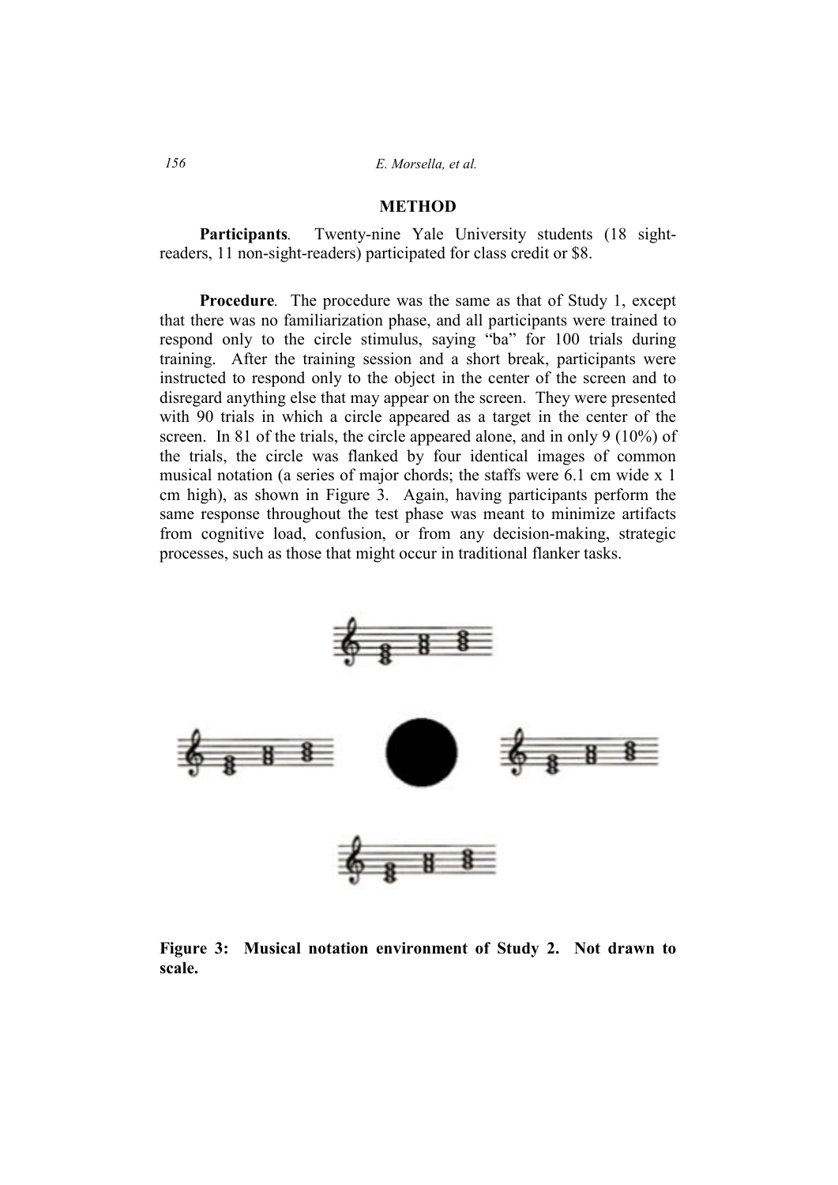## METHOD

**Participants**. Twenty-nine Yale University students (18 sight-readers, 11 non-sight-readers) participated for class credit or $8.

**Procedure**. The procedure was the same as that of Study 1, except that there was no familiarization phase, and all participants were trained to respond only to the circle stimulus, saying "ba" for 100 trials during training. After the training session and a short break, participants were instructed to respond only to the object in the center of the screen and to disregard anything else that may appear on the screen. They were presented with 90 trials in which a circle appeared as a target in the center of the screen. In 81 of the trials, the circle appeared alone, and in only 9 (10%) of the trials, the circle was flanked by four identical images of common musical notation (a series of major chords; the staffs were 6.1 cm wide x 1 cm high), as shown in Figure 3. Again, having participants perform the same response throughout the test phase was meant to minimize artifacts from cognitive load, confusion, or from any decision-making, strategic processes, such as those that might occur in traditional flanker tasks.

**Figure 3: Musical notation environment of Study 2. Not drawn to scale.**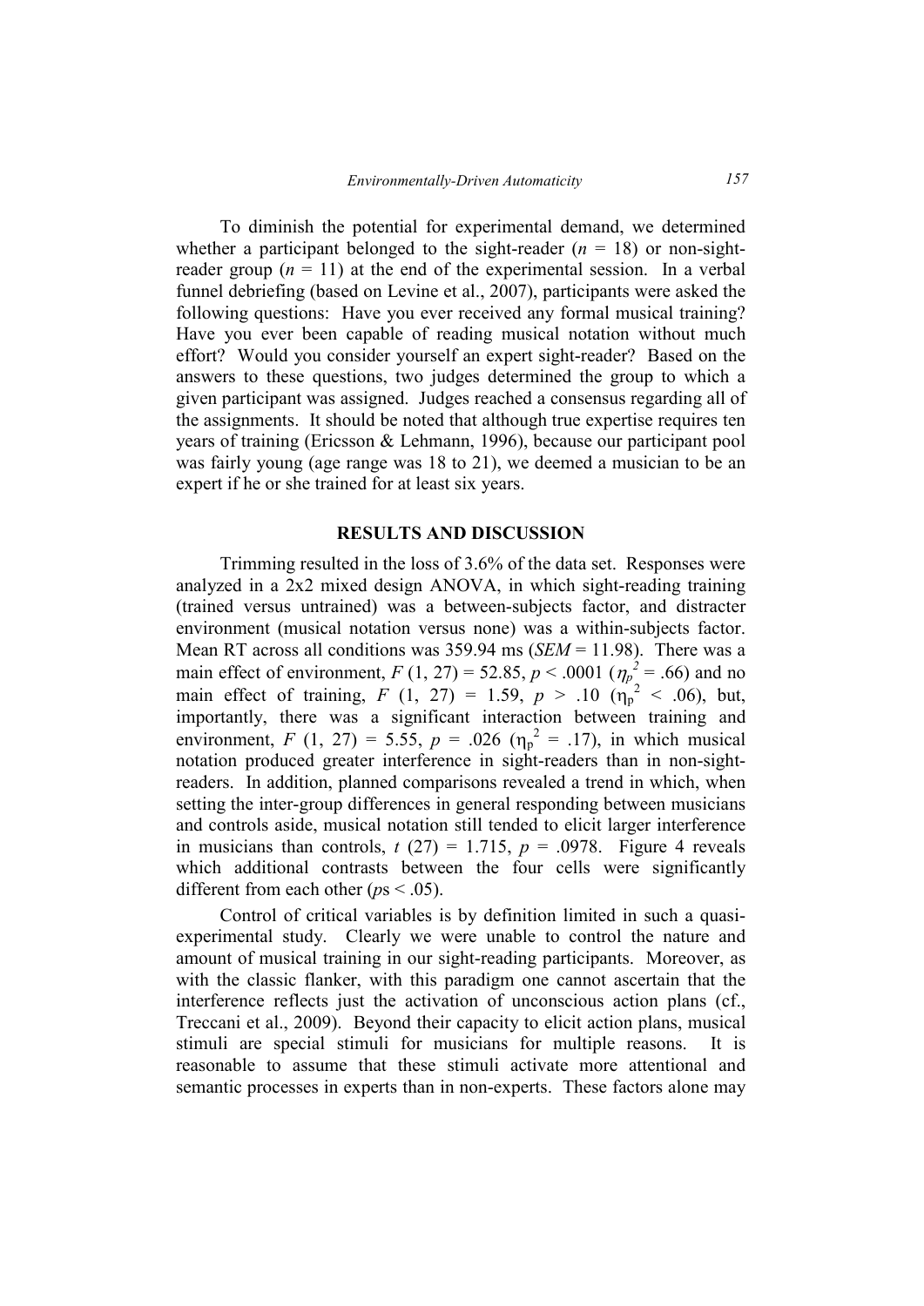To diminish the potential for experimental demand, we determined whether a participant belonged to the sight-reader ($n$ = 18) or non-sight-reader group ($n$ = 11) at the end of the experimental session. In a verbal funnel debriefing (based on Levine et al., 2007), participants were asked the following questions: Have you ever received any formal musical training? Have you ever been capable of reading musical notation without much effort? Would you consider yourself an expert sight-reader? Based on the answers to these questions, two judges determined the group to which a given participant was assigned. Judges reached a consensus regarding all of the assignments. It should be noted that although true expertise requires ten years of training (Ericsson & Lehmann, 1996), because our participant pool was fairly young (age range was 18 to 21), we deemed a musician to be an expert if he or she trained for at least six years.

## RESULTS AND DISCUSSION

Trimming resulted in the loss of 3.6% of the data set. Responses were analyzed in a 2x2 mixed design ANOVA, in which sight-reading training (trained versus untrained) was a between-subjects factor, and distracter environment (musical notation versus none) was a within-subjects factor. Mean RT across all conditions was 359.94 ms (*SEM* = 11.98). There was a main effect of environment, $F$ (1, 27) = 52.85, $p < .0001$ ($\eta_p^2 = .66$) and no main effect of training, $F$ (1, 27) = 1.59, $p > .10$ ($\eta_p^2 < .06$), but, importantly, there was a significant interaction between training and environment, $F$ (1, 27) = 5.55, $p = .026$ ($\eta_p^2 = .17$), in which musical notation produced greater interference in sight-readers than in non-sight-readers. In addition, planned comparisons revealed a trend in which, when setting the inter-group differences in general responding between musicians and controls aside, musical notation still tended to elicit larger interference in musicians than controls, $t$ (27) = 1.715, $p = .0978$. Figure 4 reveals which additional contrasts between the four cells were significantly different from each other ($p$s < .05).

Control of critical variables is by definition limited in such a quasi-experimental study. Clearly we were unable to control the nature and amount of musical training in our sight-reading participants. Moreover, as with the classic flanker, with this paradigm one cannot ascertain that the interference reflects just the activation of unconscious action plans (cf., Treccani et al., 2009). Beyond their capacity to elicit action plans, musical stimuli are special stimuli for musicians for multiple reasons. It is reasonable to assume that these stimuli activate more attentional and semantic processes in experts than in non-experts. These factors alone may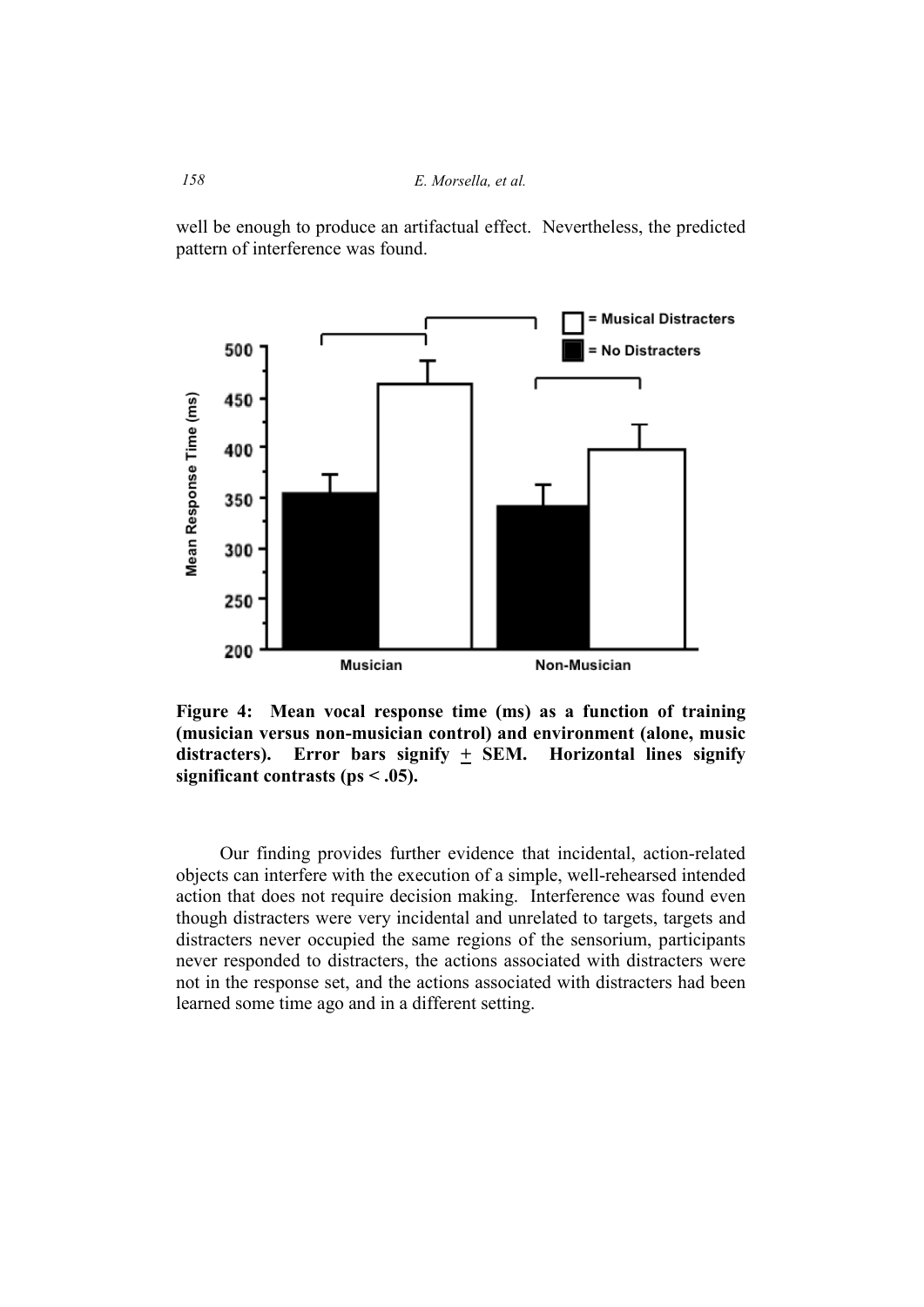well be enough to produce an artifactual effect. Nevertheless, the predicted pattern of interference was found.

**Figure 4: Mean vocal response time (ms) as a function of training (musician versus non-musician control) and environment (alone, music distracters). Error bars signify ± SEM. Horizontal lines signify significant contrasts (ps < .05).**

Our finding provides further evidence that incidental, action-related objects can interfere with the execution of a simple, well-rehearsed intended action that does not require decision making. Interference was found even though distracters were very incidental and unrelated to targets, targets and distracters never occupied the same regions of the sensorium, participants never responded to distracters, the actions associated with distracters were not in the response set, and the actions associated with distracters had been learned some time ago and in a different setting.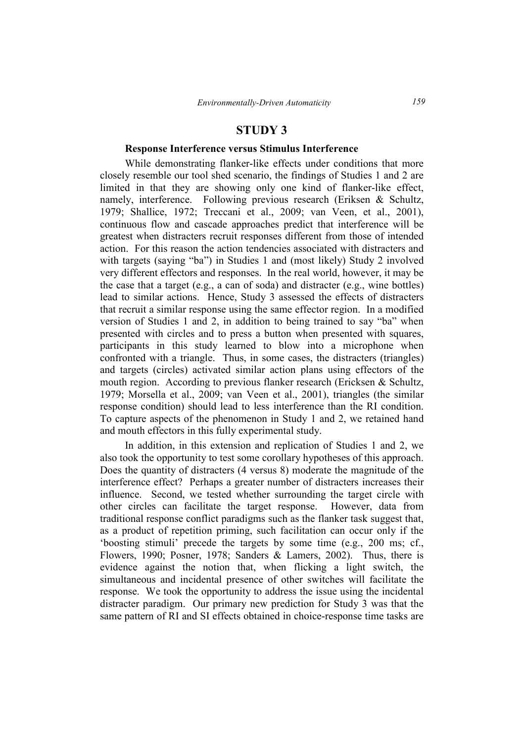## STUDY 3

### Response Interference versus Stimulus Interference

While demonstrating flanker-like effects under conditions that more closely resemble our tool shed scenario, the findings of Studies 1 and 2 are limited in that they are showing only one kind of flanker-like effect, namely, interference. Following previous research (Eriksen & Schultz, 1979; Shallice, 1972; Treccani et al., 2009; van Veen, et al., 2001), continuous flow and cascade approaches predict that interference will be greatest when distracters recruit responses different from those of intended action. For this reason the action tendencies associated with distracters and with targets (saying "ba") in Studies 1 and (most likely) Study 2 involved very different effectors and responses. In the real world, however, it may be the case that a target (e.g., a can of soda) and distracter (e.g., wine bottles) lead to similar actions. Hence, Study 3 assessed the effects of distracters that recruit a similar response using the same effector region. In a modified version of Studies 1 and 2, in addition to being trained to say "ba" when presented with circles and to press a button when presented with squares, participants in this study learned to blow into a microphone when confronted with a triangle. Thus, in some cases, the distracters (triangles) and targets (circles) activated similar action plans using effectors of the mouth region. According to previous flanker research (Ericksen & Schultz, 1979; Morsella et al., 2009; van Veen et al., 2001), triangles (the similar response condition) should lead to less interference than the RI condition. To capture aspects of the phenomenon in Study 1 and 2, we retained hand and mouth effectors in this fully experimental study.

In addition, in this extension and replication of Studies 1 and 2, we also took the opportunity to test some corollary hypotheses of this approach. Does the quantity of distracters (4 versus 8) moderate the magnitude of the interference effect? Perhaps a greater number of distracters increases their influence. Second, we tested whether surrounding the target circle with other circles can facilitate the target response. However, data from traditional response conflict paradigms such as the flanker task suggest that, as a product of repetition priming, such facilitation can occur only if the 'boosting stimuli' precede the targets by some time (e.g., 200 ms; cf., Flowers, 1990; Posner, 1978; Sanders & Lamers, 2002). Thus, there is evidence against the notion that, when flicking a light switch, the simultaneous and incidental presence of other switches will facilitate the response. We took the opportunity to address the issue using the incidental distracter paradigm. Our primary new prediction for Study 3 was that the same pattern of RI and SI effects obtained in choice-response time tasks are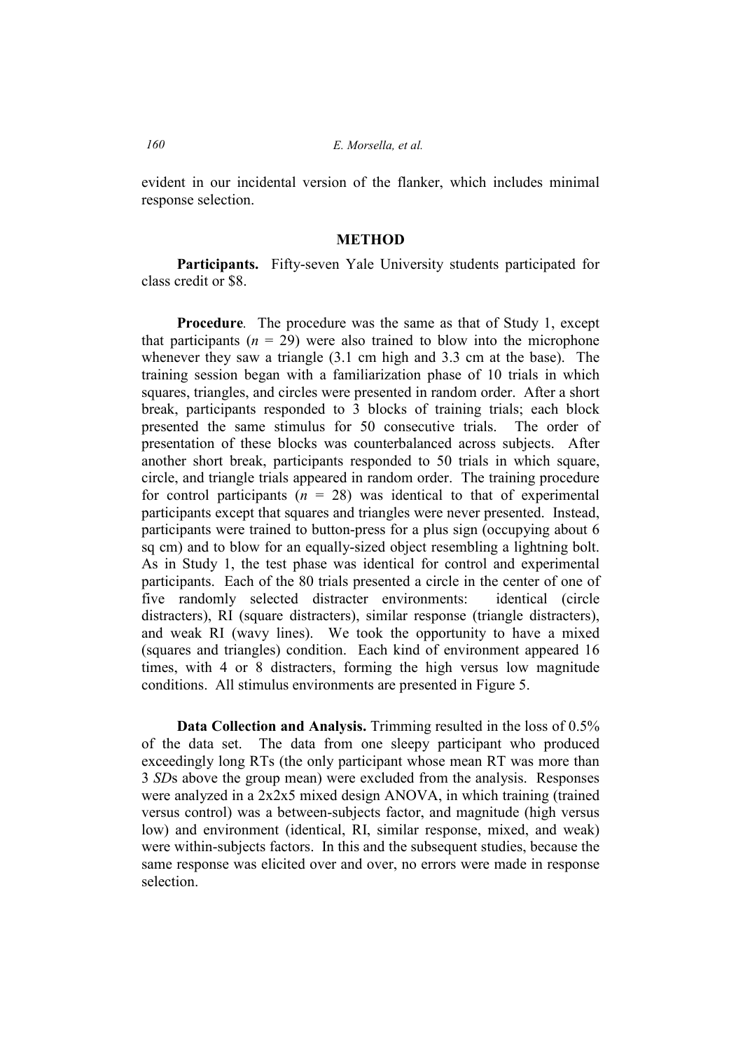evident in our incidental version of the flanker, which includes minimal response selection.

## METHOD

**Participants.** Fifty-seven Yale University students participated for class credit or $8.

**Procedure**. The procedure was the same as that of Study 1, except that participants ($n$ = 29) were also trained to blow into the microphone whenever they saw a triangle (3.1 cm high and 3.3 cm at the base). The training session began with a familiarization phase of 10 trials in which squares, triangles, and circles were presented in random order. After a short break, participants responded to 3 blocks of training trials; each block presented the same stimulus for 50 consecutive trials. The order of presentation of these blocks was counterbalanced across subjects. After another short break, participants responded to 50 trials in which square, circle, and triangle trials appeared in random order. The training procedure for control participants ($n$ = 28) was identical to that of experimental participants except that squares and triangles were never presented. Instead, participants were trained to button-press for a plus sign (occupying about 6 sq cm) and to blow for an equally-sized object resembling a lightning bolt. As in Study 1, the test phase was identical for control and experimental participants. Each of the 80 trials presented a circle in the center of one of five randomly selected distracter environments: identical (circle distracters), RI (square distracters), similar response (triangle distracters), and weak RI (wavy lines). We took the opportunity to have a mixed (squares and triangles) condition. Each kind of environment appeared 16 times, with 4 or 8 distracters, forming the high versus low magnitude conditions. All stimulus environments are presented in Figure 5.

**Data Collection and Analysis.** Trimming resulted in the loss of 0.5% of the data set. The data from one sleepy participant who produced exceedingly long RTs (the only participant whose mean RT was more than 3 *SD*s above the group mean) were excluded from the analysis. Responses were analyzed in a 2x2x5 mixed design ANOVA, in which training (trained versus control) was a between-subjects factor, and magnitude (high versus low) and environment (identical, RI, similar response, mixed, and weak) were within-subjects factors. In this and the subsequent studies, because the same response was elicited over and over, no errors were made in response selection.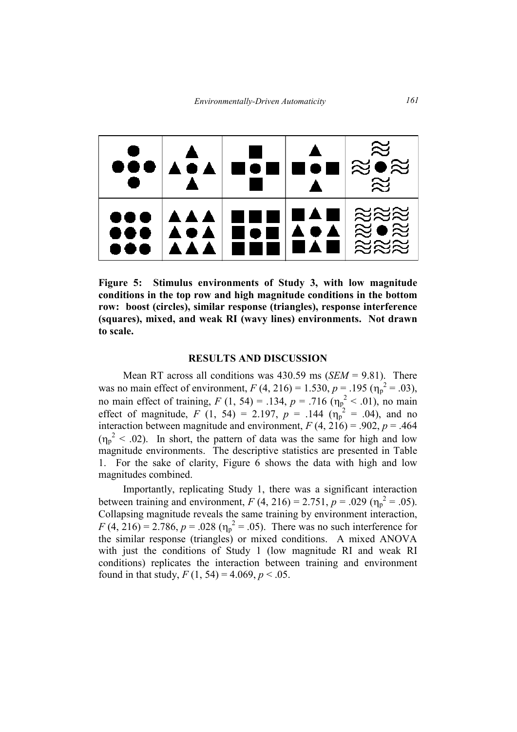**Figure 5: Stimulus environments of Study 3, with low magnitude conditions in the top row and high magnitude conditions in the bottom row: boost (circles), similar response (triangles), response interference (squares), mixed, and weak RI (wavy lines) environments. Not drawn to scale.**

## RESULTS AND DISCUSSION

Mean RT across all conditions was 430.59 ms (*SEM* = 9.81). There was no main effect of environment, $F$ (4, 216) = 1.530, $p$ = .195 ($\eta_p^2$ = .03), no main effect of training, $F$ (1, 54) = .134, $p$ = .716 ($\eta_p^2$ < .01), no main effect of magnitude, $F$ (1, 54) = 2.197, $p$ = .144 ($\eta_p^2$ = .04), and no interaction between magnitude and environment, $F$ (4, 216) = .902, $p$ = .464 ($\eta_p^2$ < .02). In short, the pattern of data was the same for high and low magnitude environments. The descriptive statistics are presented in Table 1. For the sake of clarity, Figure 6 shows the data with high and low magnitudes combined.

Importantly, replicating Study 1, there was a significant interaction between training and environment, $F$ (4, 216) = 2.751, $p$ = .029 ($\eta_p^2$ = .05). Collapsing magnitude reveals the same training by environment interaction, $F$ (4, 216) = 2.786, $p$ = .028 ($\eta_p^2$ = .05). There was no such interference for the similar response (triangles) or mixed conditions. A mixed ANOVA with just the conditions of Study 1 (low magnitude RI and weak RI conditions) replicates the interaction between training and environment found in that study, $F$ (1, 54) = 4.069, $p$ < .05.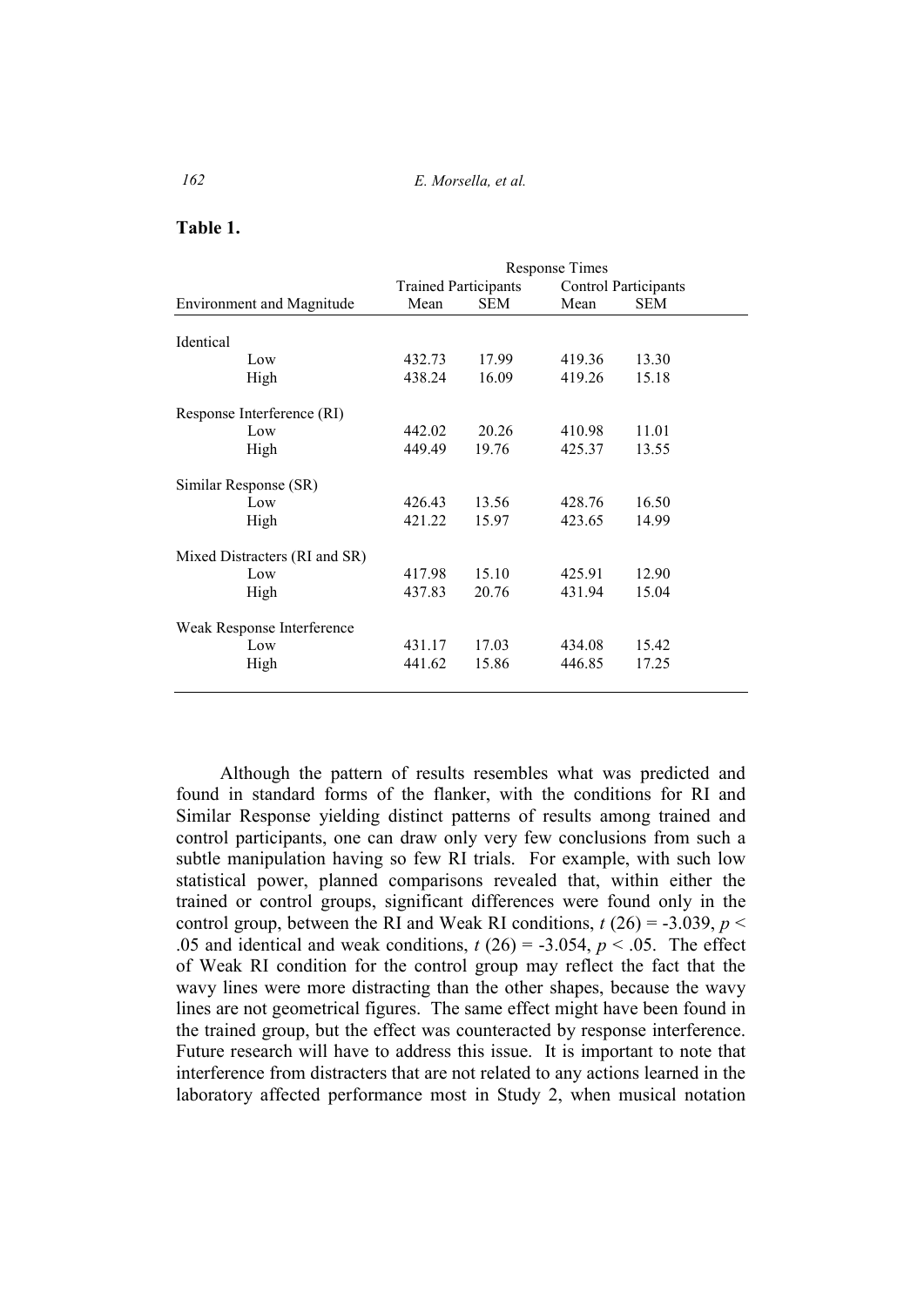**Table 1.**

| | Response Times | | | |
|---|---|---|---|---|
| | Trained Participants | | Control Participants | |
| Environment and Magnitude | Mean | SEM | Mean | SEM |
| Identical | | | | |
| Low | 432.73 | 17.99 | 419.36 | 13.30 |
| High | 438.24 | 16.09 | 419.26 | 15.18 |
| Response Interference (RI) | | | | |
| Low | 442.02 | 20.26 | 410.98 | 11.01 |
| High | 449.49 | 19.76 | 425.37 | 13.55 |
| Similar Response (SR) | | | | |
| Low | 426.43 | 13.56 | 428.76 | 16.50 |
| High | 421.22 | 15.97 | 423.65 | 14.99 |
| Mixed Distracters (RI and SR) | | | | |
| Low | 417.98 | 15.10 | 425.91 | 12.90 |
| High | 437.83 | 20.76 | 431.94 | 15.04 |
| Weak Response Interference | | | | |
| Low | 431.17 | 17.03 | 434.08 | 15.42 |
| High | 441.62 | 15.86 | 446.85 | 17.25 |

Although the pattern of results resembles what was predicted and found in standard forms of the flanker, with the conditions for RI and Similar Response yielding distinct patterns of results among trained and control participants, one can draw only very few conclusions from such a subtle manipulation having so few RI trials. For example, with such low statistical power, planned comparisons revealed that, within either the trained or control groups, significant differences were found only in the control group, between the RI and Weak RI conditions, $t\,(26) = -3.039$, $p < .05$ and identical and weak conditions, $t\,(26) = -3.054$, $p < .05$. The effect of Weak RI condition for the control group may reflect the fact that the wavy lines were more distracting than the other shapes, because the wavy lines are not geometrical figures. The same effect might have been found in the trained group, but the effect was counteracted by response interference. Future research will have to address this issue. It is important to note that interference from distracters that are not related to any actions learned in the laboratory affected performance most in Study 2, when musical notation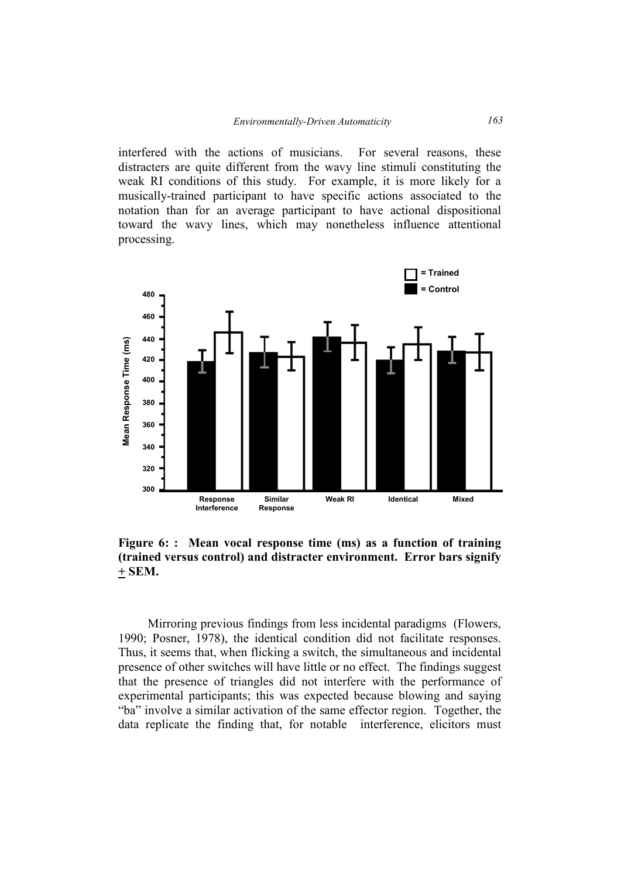interfered with the actions of musicians. For several reasons, these distracters are quite different from the wavy line stimuli constituting the weak RI conditions of this study. For example, it is more likely for a musically-trained participant to have specific actions associated to the notation than for an average participant to have actional dispositional toward the wavy lines, which may nonetheless influence attentional processing.

**Figure 6: : Mean vocal response time (ms) as a function of training (trained versus control) and distracter environment. Error bars signify ± SEM.**

Mirroring previous findings from less incidental paradigms (Flowers, 1990; Posner, 1978), the identical condition did not facilitate responses. Thus, it seems that, when flicking a switch, the simultaneous and incidental presence of other switches will have little or no effect. The findings suggest that the presence of triangles did not interfere with the performance of experimental participants; this was expected because blowing and saying "ba" involve a similar activation of the same effector region. Together, the data replicate the finding that, for notable interference, elicitors must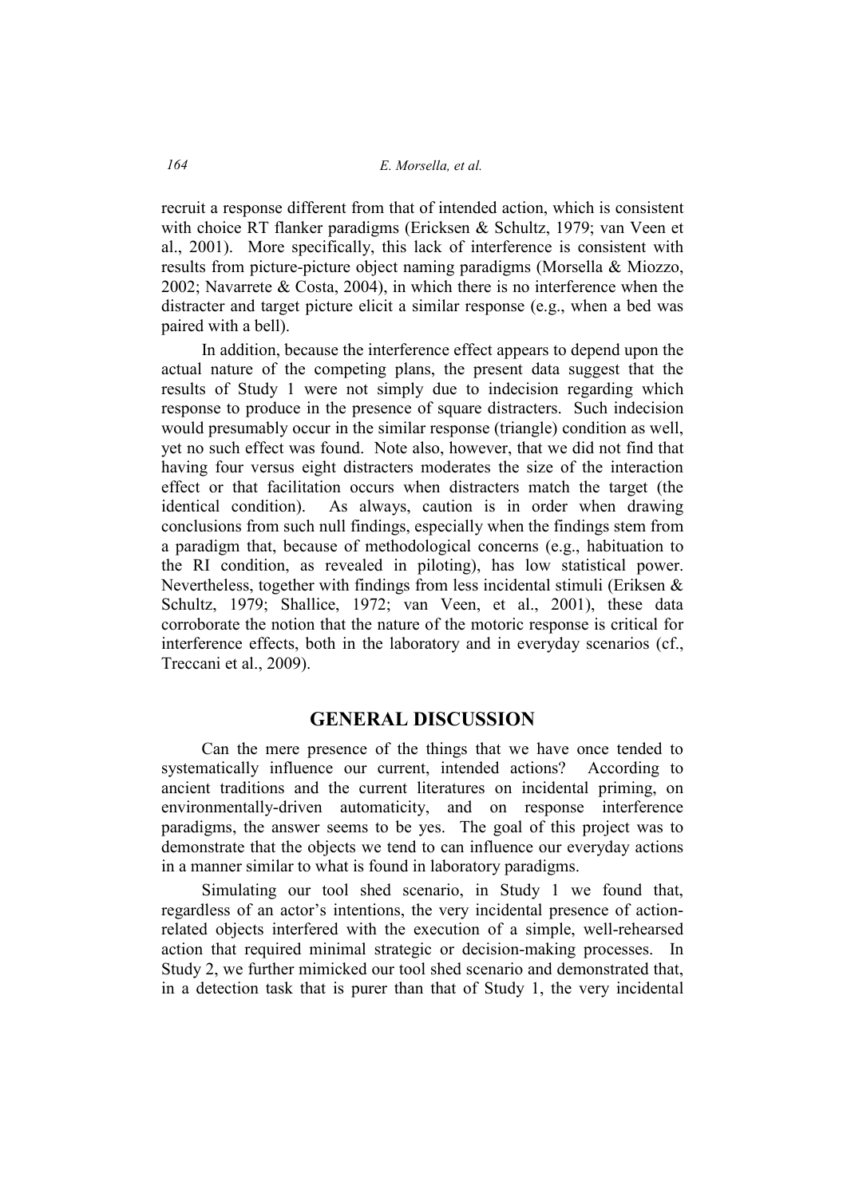recruit a response different from that of intended action, which is consistent with choice RT flanker paradigms (Ericksen & Schultz, 1979; van Veen et al., 2001). More specifically, this lack of interference is consistent with results from picture-picture object naming paradigms (Morsella & Miozzo, 2002; Navarrete & Costa, 2004), in which there is no interference when the distracter and target picture elicit a similar response (e.g., when a bed was paired with a bell).

In addition, because the interference effect appears to depend upon the actual nature of the competing plans, the present data suggest that the results of Study 1 were not simply due to indecision regarding which response to produce in the presence of square distracters. Such indecision would presumably occur in the similar response (triangle) condition as well, yet no such effect was found. Note also, however, that we did not find that having four versus eight distracters moderates the size of the interaction effect or that facilitation occurs when distracters match the target (the identical condition). As always, caution is in order when drawing conclusions from such null findings, especially when the findings stem from a paradigm that, because of methodological concerns (e.g., habituation to the RI condition, as revealed in piloting), has low statistical power. Nevertheless, together with findings from less incidental stimuli (Eriksen & Schultz, 1979; Shallice, 1972; van Veen, et al., 2001), these data corroborate the notion that the nature of the motoric response is critical for interference effects, both in the laboratory and in everyday scenarios (cf., Treccani et al., 2009).

## GENERAL DISCUSSION

Can the mere presence of the things that we have once tended to systematically influence our current, intended actions? According to ancient traditions and the current literatures on incidental priming, on environmentally-driven automaticity, and on response interference paradigms, the answer seems to be yes. The goal of this project was to demonstrate that the objects we tend to can influence our everyday actions in a manner similar to what is found in laboratory paradigms.

Simulating our tool shed scenario, in Study 1 we found that, regardless of an actor's intentions, the very incidental presence of action-related objects interfered with the execution of a simple, well-rehearsed action that required minimal strategic or decision-making processes. In Study 2, we further mimicked our tool shed scenario and demonstrated that, in a detection task that is purer than that of Study 1, the very incidental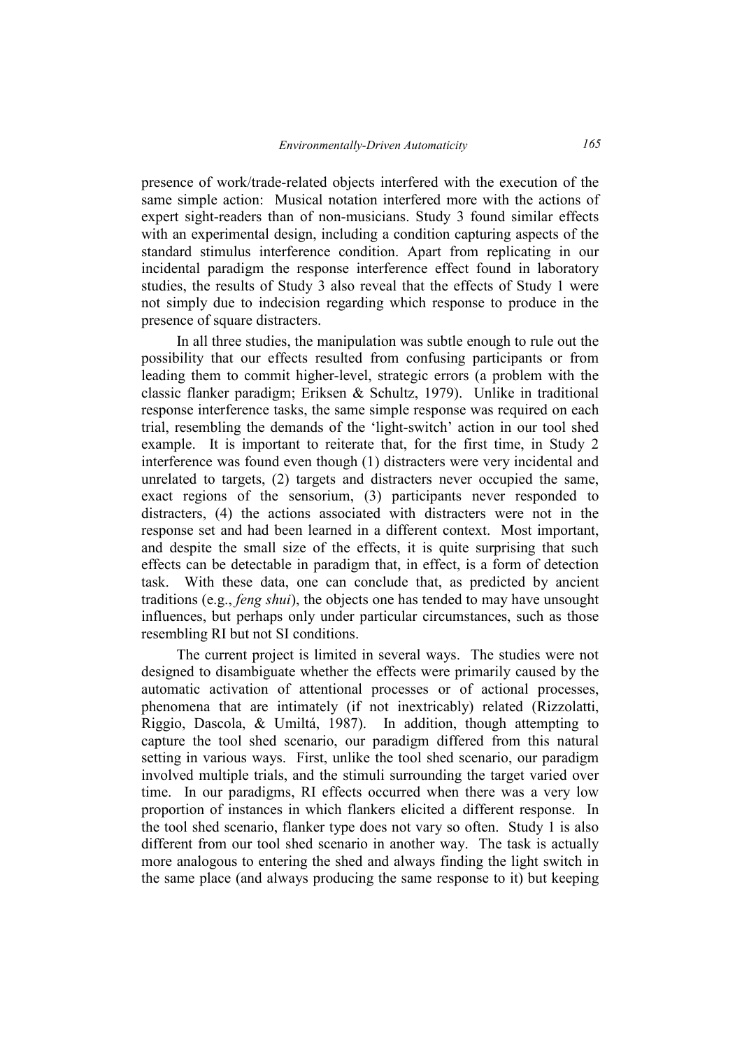presence of work/trade-related objects interfered with the execution of the same simple action: Musical notation interfered more with the actions of expert sight-readers than of non-musicians. Study 3 found similar effects with an experimental design, including a condition capturing aspects of the standard stimulus interference condition. Apart from replicating in our incidental paradigm the response interference effect found in laboratory studies, the results of Study 3 also reveal that the effects of Study 1 were not simply due to indecision regarding which response to produce in the presence of square distracters.

In all three studies, the manipulation was subtle enough to rule out the possibility that our effects resulted from confusing participants or from leading them to commit higher-level, strategic errors (a problem with the classic flanker paradigm; Eriksen & Schultz, 1979). Unlike in traditional response interference tasks, the same simple response was required on each trial, resembling the demands of the 'light-switch' action in our tool shed example. It is important to reiterate that, for the first time, in Study 2 interference was found even though (1) distracters were very incidental and unrelated to targets, (2) targets and distracters never occupied the same, exact regions of the sensorium, (3) participants never responded to distracters, (4) the actions associated with distracters were not in the response set and had been learned in a different context. Most important, and despite the small size of the effects, it is quite surprising that such effects can be detectable in paradigm that, in effect, is a form of detection task. With these data, one can conclude that, as predicted by ancient traditions (e.g., *feng shui*), the objects one has tended to may have unsought influences, but perhaps only under particular circumstances, such as those resembling RI but not SI conditions.

The current project is limited in several ways. The studies were not designed to disambiguate whether the effects were primarily caused by the automatic activation of attentional processes or of actional processes, phenomena that are intimately (if not inextricably) related (Rizzolatti, Riggio, Dascola, & Umiltá, 1987). In addition, though attempting to capture the tool shed scenario, our paradigm differed from this natural setting in various ways. First, unlike the tool shed scenario, our paradigm involved multiple trials, and the stimuli surrounding the target varied over time. In our paradigms, RI effects occurred when there was a very low proportion of instances in which flankers elicited a different response. In the tool shed scenario, flanker type does not vary so often. Study 1 is also different from our tool shed scenario in another way. The task is actually more analogous to entering the shed and always finding the light switch in the same place (and always producing the same response to it) but keeping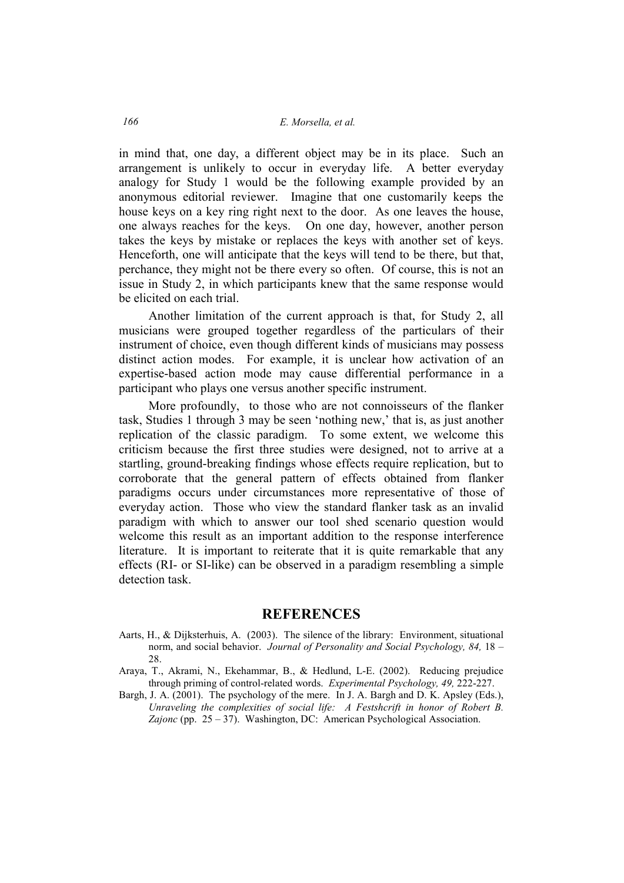in mind that, one day, a different object may be in its place. Such an arrangement is unlikely to occur in everyday life. A better everyday analogy for Study 1 would be the following example provided by an anonymous editorial reviewer. Imagine that one customarily keeps the house keys on a key ring right next to the door. As one leaves the house, one always reaches for the keys. On one day, however, another person takes the keys by mistake or replaces the keys with another set of keys. Henceforth, one will anticipate that the keys will tend to be there, but that, perchance, they might not be there every so often. Of course, this is not an issue in Study 2, in which participants knew that the same response would be elicited on each trial.

Another limitation of the current approach is that, for Study 2, all musicians were grouped together regardless of the particulars of their instrument of choice, even though different kinds of musicians may possess distinct action modes. For example, it is unclear how activation of an expertise-based action mode may cause differential performance in a participant who plays one versus another specific instrument.

More profoundly, to those who are not connoisseurs of the flanker task, Studies 1 through 3 may be seen 'nothing new,' that is, as just another replication of the classic paradigm. To some extent, we welcome this criticism because the first three studies were designed, not to arrive at a startling, ground-breaking findings whose effects require replication, but to corroborate that the general pattern of effects obtained from flanker paradigms occurs under circumstances more representative of those of everyday action. Those who view the standard flanker task as an invalid paradigm with which to answer our tool shed scenario question would welcome this result as an important addition to the response interference literature. It is important to reiterate that it is quite remarkable that any effects (RI- or SI-like) can be observed in a paradigm resembling a simple detection task.

## REFERENCES

Aarts, H., & Dijksterhuis, A. (2003). The silence of the library: Environment, situational norm, and social behavior. *Journal of Personality and Social Psychology, 84,* 18 – 28.

Araya, T., Akrami, N., Ekehammar, B., & Hedlund, L-E. (2002). Reducing prejudice through priming of control-related words. *Experimental Psychology, 49,* 222-227.

Bargh, J. A. (2001). The psychology of the mere. In J. A. Bargh and D. K. Apsley (Eds.), *Unraveling the complexities of social life: A Festshcrift in honor of Robert B. Zajonc* (pp. 25 – 37). Washington, DC: American Psychological Association.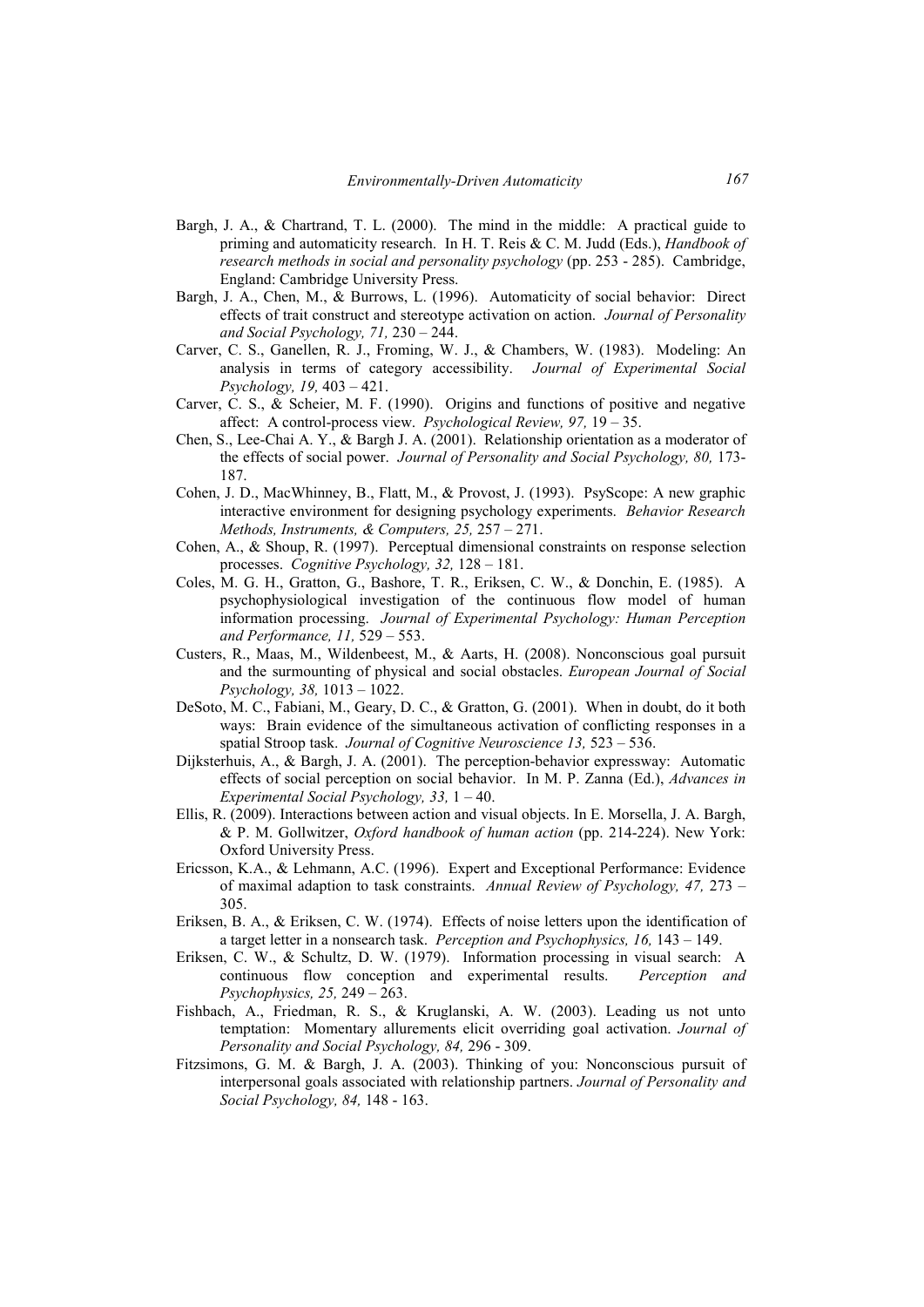Bargh, J. A., & Chartrand, T. L. (2000). The mind in the middle: A practical guide to priming and automaticity research. In H. T. Reis & C. M. Judd (Eds.), *Handbook of research methods in social and personality psychology* (pp. 253 - 285). Cambridge, England: Cambridge University Press.

Bargh, J. A., Chen, M., & Burrows, L. (1996). Automaticity of social behavior: Direct effects of trait construct and stereotype activation on action. *Journal of Personality and Social Psychology, 71,* 230 – 244.

Carver, C. S., Ganellen, R. J., Froming, W. J., & Chambers, W. (1983). Modeling: An analysis in terms of category accessibility. *Journal of Experimental Social Psychology, 19,* 403 – 421.

Carver, C. S., & Scheier, M. F. (1990). Origins and functions of positive and negative affect: A control-process view. *Psychological Review, 97,* 19 – 35.

Chen, S., Lee-Chai A. Y., & Bargh J. A. (2001). Relationship orientation as a moderator of the effects of social power. *Journal of Personality and Social Psychology, 80,* 173-187.

Cohen, J. D., MacWhinney, B., Flatt, M., & Provost, J. (1993). PsyScope: A new graphic interactive environment for designing psychology experiments. *Behavior Research Methods, Instruments, & Computers, 25,* 257 – 271.

Cohen, A., & Shoup, R. (1997). Perceptual dimensional constraints on response selection processes. *Cognitive Psychology, 32,* 128 – 181.

Coles, M. G. H., Gratton, G., Bashore, T. R., Eriksen, C. W., & Donchin, E. (1985). A psychophysiological investigation of the continuous flow model of human information processing. *Journal of Experimental Psychology: Human Perception and Performance, 11,* 529 – 553.

Custers, R., Maas, M., Wildenbeest, M., & Aarts, H. (2008). Nonconscious goal pursuit and the surmounting of physical and social obstacles. *European Journal of Social Psychology, 38,* 1013 – 1022.

DeSoto, M. C., Fabiani, M., Geary, D. C., & Gratton, G. (2001). When in doubt, do it both ways: Brain evidence of the simultaneous activation of conflicting responses in a spatial Stroop task. *Journal of Cognitive Neuroscience 13,* 523 – 536.

Dijksterhuis, A., & Bargh, J. A. (2001). The perception-behavior expressway: Automatic effects of social perception on social behavior. In M. P. Zanna (Ed.), *Advances in Experimental Social Psychology, 33,* 1 – 40.

Ellis, R. (2009). Interactions between action and visual objects. In E. Morsella, J. A. Bargh, & P. M. Gollwitzer, *Oxford handbook of human action* (pp. 214-224). New York: Oxford University Press.

Ericsson, K.A., & Lehmann, A.C. (1996). Expert and Exceptional Performance: Evidence of maximal adaption to task constraints. *Annual Review of Psychology, 47,* 273 – 305.

Eriksen, B. A., & Eriksen, C. W. (1974). Effects of noise letters upon the identification of a target letter in a nonsearch task. *Perception and Psychophysics, 16,* 143 – 149.

Eriksen, C. W., & Schultz, D. W. (1979). Information processing in visual search: A continuous flow conception and experimental results. *Perception and Psychophysics, 25,* 249 – 263.

Fishbach, A., Friedman, R. S., & Kruglanski, A. W. (2003). Leading us not unto temptation: Momentary allurements elicit overriding goal activation. *Journal of Personality and Social Psychology, 84,* 296 - 309.

Fitzsimons, G. M. & Bargh, J. A. (2003). Thinking of you: Nonconscious pursuit of interpersonal goals associated with relationship partners. *Journal of Personality and Social Psychology, 84,* 148 - 163.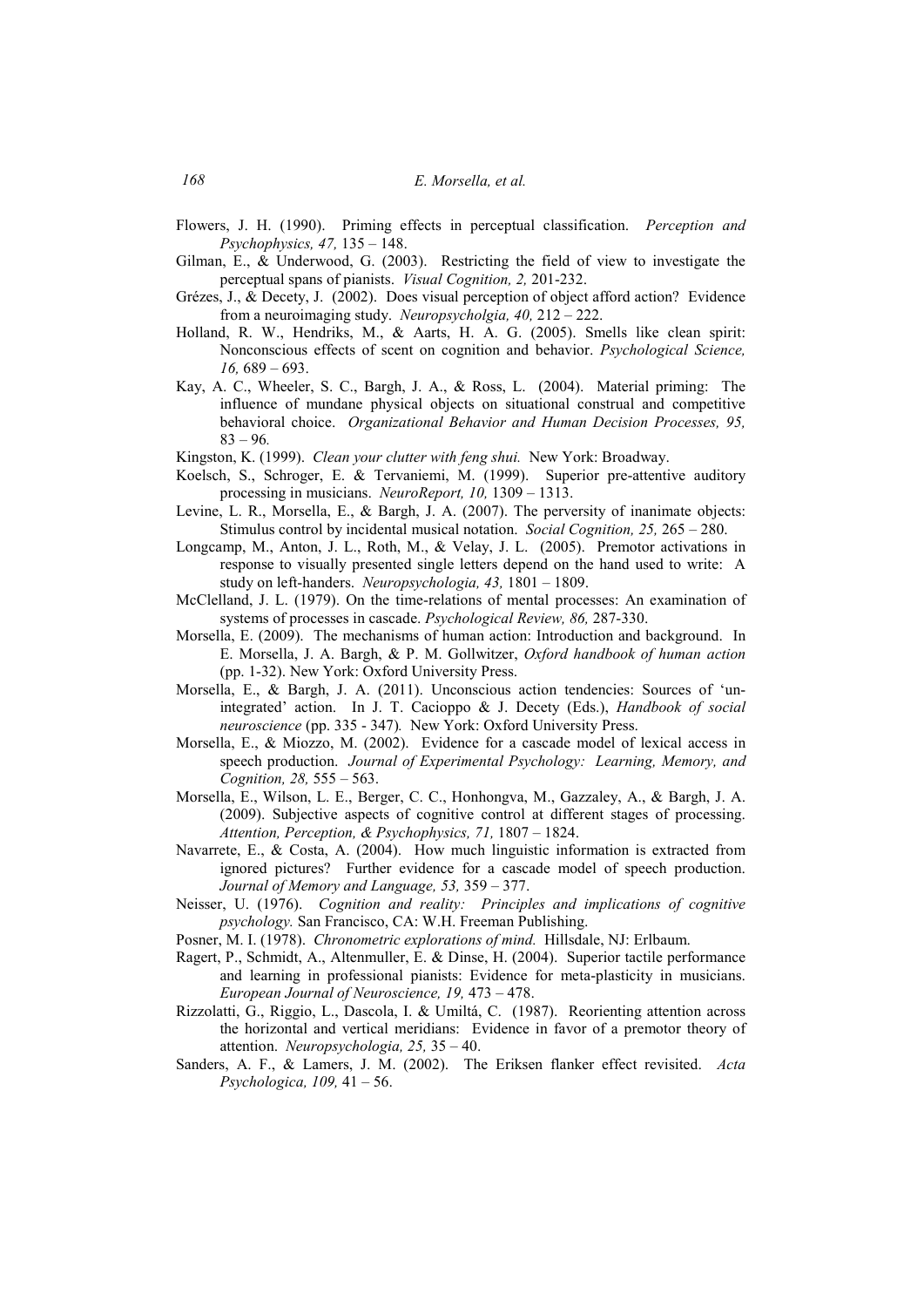Flowers, J. H. (1990). Priming effects in perceptual classification. *Perception and Psychophysics, 47,* 135 – 148.

Gilman, E., & Underwood, G. (2003). Restricting the field of view to investigate the perceptual spans of pianists. *Visual Cognition, 2,* 201-232.

Grézes, J., & Decety, J. (2002). Does visual perception of object afford action? Evidence from a neuroimaging study. *Neuropsycholgia, 40,* 212 – 222.

Holland, R. W., Hendriks, M., & Aarts, H. A. G. (2005). Smells like clean spirit: Nonconscious effects of scent on cognition and behavior. *Psychological Science, 16,* 689 – 693.

Kay, A. C., Wheeler, S. C., Bargh, J. A., & Ross, L. (2004). Material priming: The influence of mundane physical objects on situational construal and competitive behavioral choice. *Organizational Behavior and Human Decision Processes, 95,* 83 – 96.

Kingston, K. (1999). *Clean your clutter with feng shui.* New York: Broadway.

Koelsch, S., Schroger, E. & Tervaniemi, M. (1999). Superior pre-attentive auditory processing in musicians. *NeuroReport, 10,* 1309 – 1313.

Levine, L. R., Morsella, E., & Bargh, J. A. (2007). The perversity of inanimate objects: Stimulus control by incidental musical notation. *Social Cognition, 25,* 265 – 280.

Longcamp, M., Anton, J. L., Roth, M., & Velay, J. L. (2005). Premotor activations in response to visually presented single letters depend on the hand used to write: A study on left-handers. *Neuropsychologia, 43,* 1801 – 1809.

McClelland, J. L. (1979). On the time-relations of mental processes: An examination of systems of processes in cascade. *Psychological Review, 86,* 287-330.

Morsella, E. (2009). The mechanisms of human action: Introduction and background. In E. Morsella, J. A. Bargh, & P. M. Gollwitzer, *Oxford handbook of human action* (pp. 1-32). New York: Oxford University Press.

Morsella, E., & Bargh, J. A. (2011). Unconscious action tendencies: Sources of 'un-integrated' action. In J. T. Cacioppo & J. Decety (Eds.), *Handbook of social neuroscience* (pp. 335 - 347). New York: Oxford University Press.

Morsella, E., & Miozzo, M. (2002). Evidence for a cascade model of lexical access in speech production. *Journal of Experimental Psychology: Learning, Memory, and Cognition, 28,* 555 – 563.

Morsella, E., Wilson, L. E., Berger, C. C., Honhongva, M., Gazzaley, A., & Bargh, J. A. (2009). Subjective aspects of cognitive control at different stages of processing. *Attention, Perception, & Psychophysics, 71,* 1807 – 1824.

Navarrete, E., & Costa, A. (2004). How much linguistic information is extracted from ignored pictures? Further evidence for a cascade model of speech production. *Journal of Memory and Language, 53,* 359 – 377.

Neisser, U. (1976). *Cognition and reality: Principles and implications of cognitive psychology.* San Francisco, CA: W.H. Freeman Publishing.

Posner, M. I. (1978). *Chronometric explorations of mind.* Hillsdale, NJ: Erlbaum.

Ragert, P., Schmidt, A., Altenmuller, E. & Dinse, H. (2004). Superior tactile performance and learning in professional pianists: Evidence for meta-plasticity in musicians. *European Journal of Neuroscience, 19,* 473 – 478.

Rizzolatti, G., Riggio, L., Dascola, I. & Umiltá, C. (1987). Reorienting attention across the horizontal and vertical meridians: Evidence in favor of a premotor theory of attention. *Neuropsychologia, 25,* 35 – 40.

Sanders, A. F., & Lamers, J. M. (2002). The Eriksen flanker effect revisited. *Acta Psychologica, 109,* 41 – 56.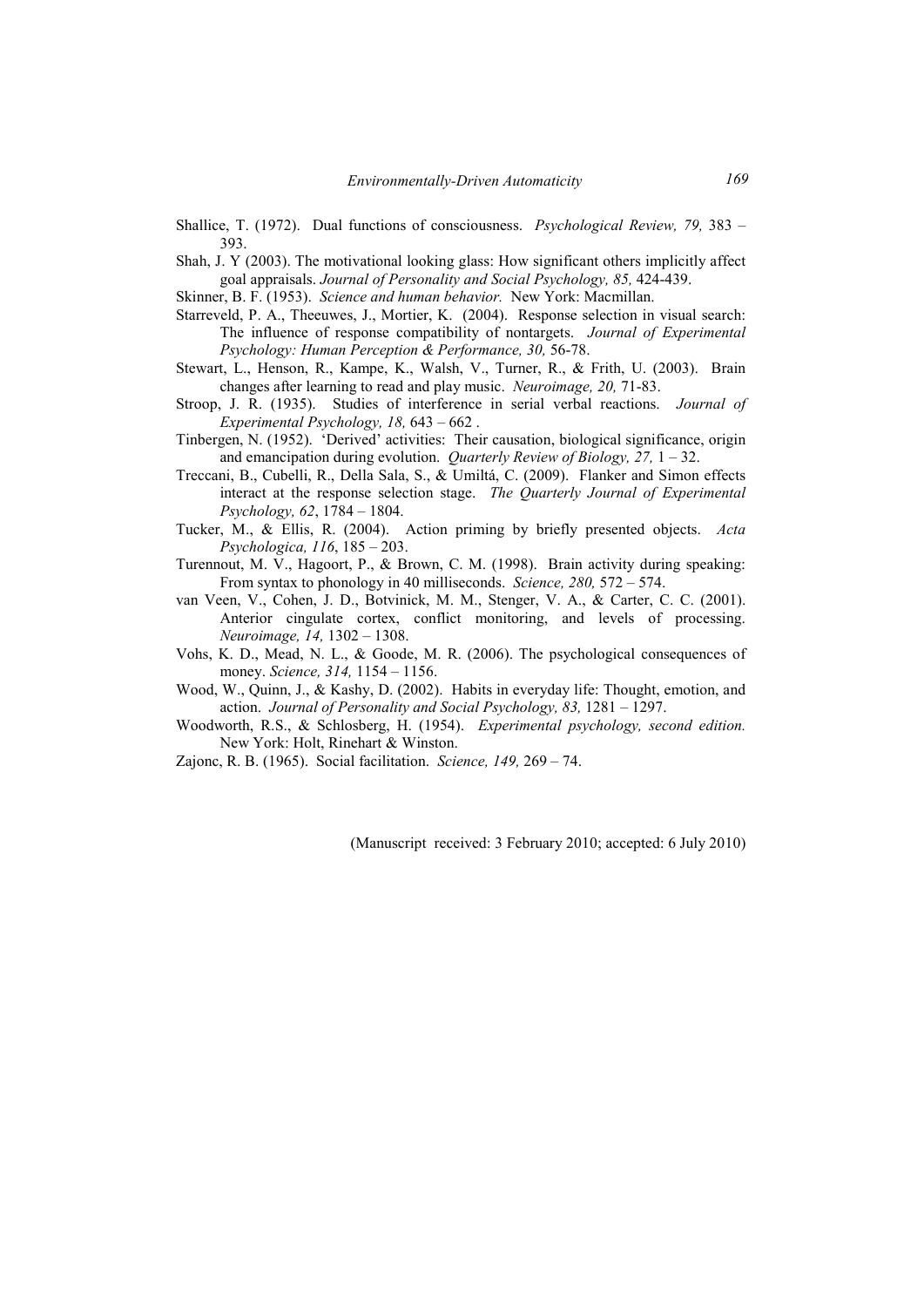Shallice, T. (1972). Dual functions of consciousness. *Psychological Review, 79,* 383 – 393.

Shah, J. Y (2003). The motivational looking glass: How significant others implicitly affect goal appraisals. *Journal of Personality and Social Psychology, 85,* 424-439.

Skinner, B. F. (1953). *Science and human behavior.* New York: Macmillan.

Starreveld, P. A., Theeuwes, J., Mortier, K. (2004). Response selection in visual search: The influence of response compatibility of nontargets. *Journal of Experimental Psychology: Human Perception & Performance, 30,* 56-78.

Stewart, L., Henson, R., Kampe, K., Walsh, V., Turner, R., & Frith, U. (2003). Brain changes after learning to read and play music. *Neuroimage, 20,* 71-83.

Stroop, J. R. (1935). Studies of interference in serial verbal reactions. *Journal of Experimental Psychology, 18,* 643 – 662 .

Tinbergen, N. (1952). 'Derived' activities: Their causation, biological significance, origin and emancipation during evolution. *Quarterly Review of Biology, 27,* 1 – 32.

Treccani, B., Cubelli, R., Della Sala, S., & Umiltá, C. (2009). Flanker and Simon effects interact at the response selection stage. *The Quarterly Journal of Experimental Psychology, 62*, 1784 – 1804.

Tucker, M., & Ellis, R. (2004). Action priming by briefly presented objects. *Acta Psychologica, 116*, 185 – 203.

Turennout, M. V., Hagoort, P., & Brown, C. M. (1998). Brain activity during speaking: From syntax to phonology in 40 milliseconds. *Science, 280,* 572 – 574.

van Veen, V., Cohen, J. D., Botvinick, M. M., Stenger, V. A., & Carter, C. C. (2001). Anterior cingulate cortex, conflict monitoring, and levels of processing. *Neuroimage, 14,* 1302 – 1308.

Vohs, K. D., Mead, N. L., & Goode, M. R. (2006). The psychological consequences of money. *Science, 314,* 1154 – 1156.

Wood, W., Quinn, J., & Kashy, D. (2002). Habits in everyday life: Thought, emotion, and action. *Journal of Personality and Social Psychology, 83,* 1281 – 1297.

Woodworth, R.S., & Schlosberg, H. (1954). *Experimental psychology, second edition.* New York: Holt, Rinehart & Winston.

Zajonc, R. B. (1965). Social facilitation. *Science, 149,* 269 – 74.

(Manuscript received: 3 February 2010; accepted: 6 July 2010)